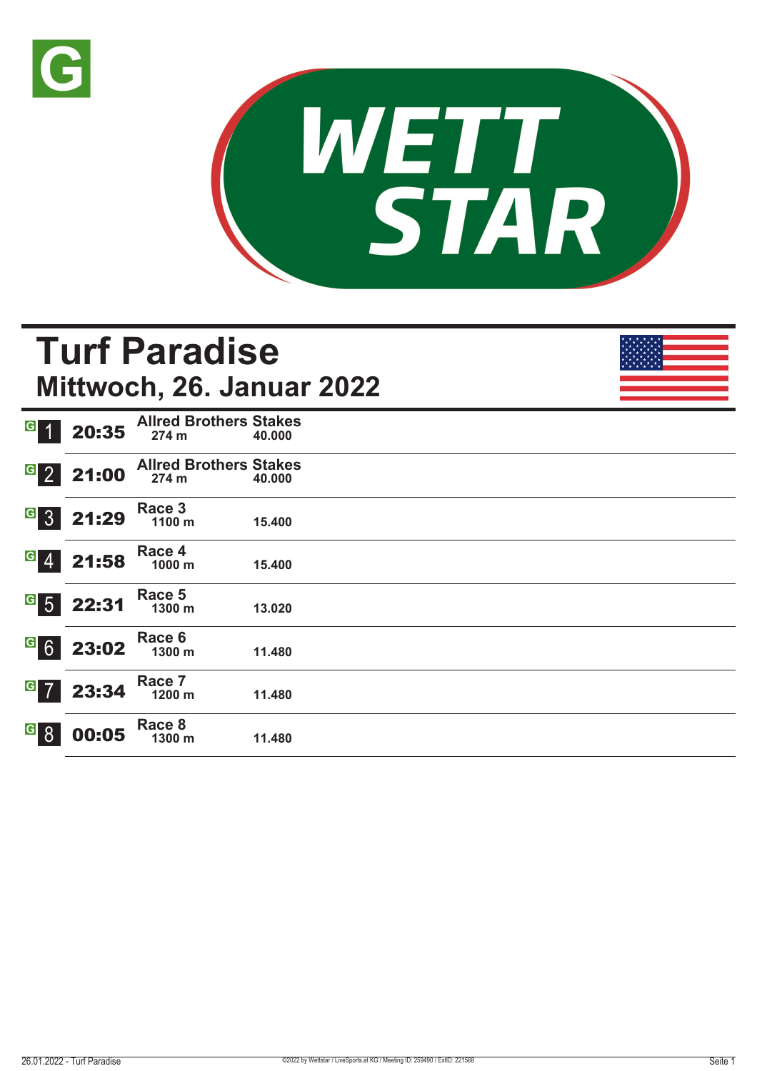# Turf Paradise

## Mittwoch, 26. Januar 2022

| Rennen | Zeit | Rennen / Distanz | Preisgeld |
|---|---|---|---|
| 1 | 20:35 | **Allred Brothers Stakes** 274 m | 40.000 |
| 2 | 21:00 | **Allred Brothers Stakes** 274 m | 40.000 |
| 3 | 21:29 | **Race 3** 1100 m | 15.400 |
| 4 | 21:58 | **Race 4** 1000 m | 15.400 |
| 5 | 22:31 | **Race 5** 1300 m | 13.020 |
| 6 | 23:02 | **Race 6** 1300 m | 11.480 |
| 7 | 23:34 | **Race 7** 1200 m | 11.480 |
| 8 | 00:05 | **Race 8** 1300 m | 11.480 |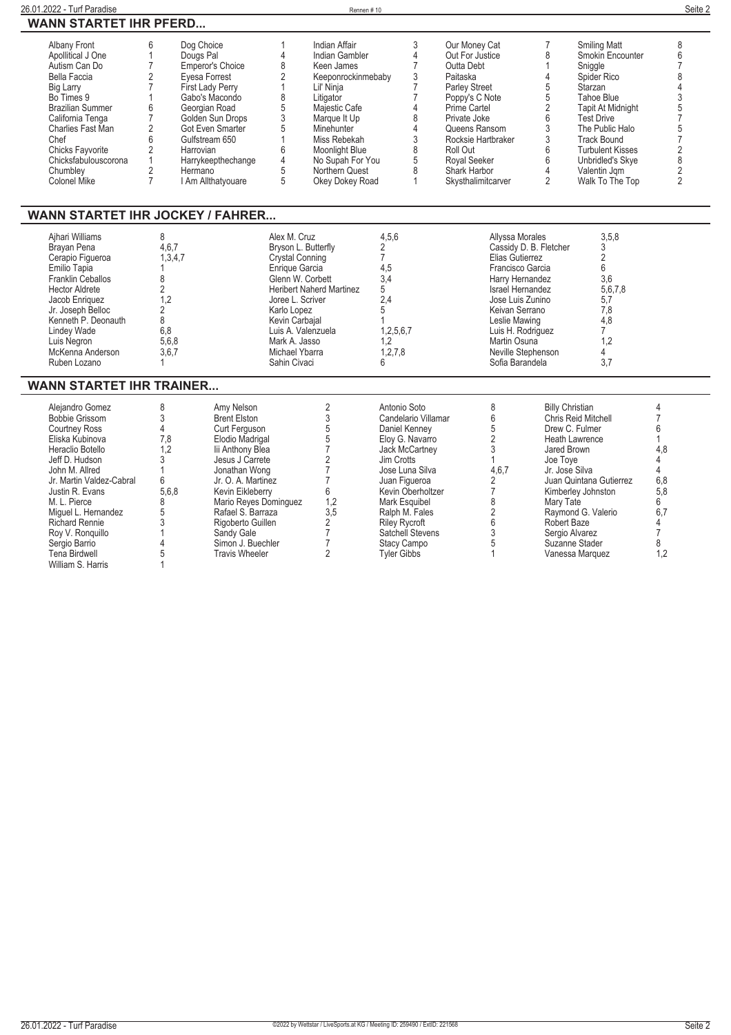## WANN STARTET IHR PFERD...

| Pferd | Rennen | Pferd | Rennen | Pferd | Rennen | Pferd | Rennen | Pferd | Rennen |
|---|---|---|---|---|---|---|---|---|---|
| Albany Front | 6 | Dog Choice | 1 | Indian Affair | 3 | Our Money Cat | 7 | Smiling Matt | 8 |
| Apollitical J One | 1 | Dougs Pal | 4 | Indian Gambler | 4 | Out For Justice | 8 | Smokin Encounter | 6 |
| Autism Can Do | 7 | Emperor's Choice | 8 | Keen James | 7 | Outta Debt | 1 | Sniggle | 7 |
| Bella Faccia | 2 | Eyesa Forrest | 2 | Keeponrockinmebaby | 3 | Paitaska | 4 | Spider Rico | 8 |
| Big Larry | 7 | First Lady Perry | 1 | Lil' Ninja | 7 | Parley Street | 5 | Starzan | 4 |
| Bo Times 9 | 1 | Gabo's Macondo | 8 | Litigator | 7 | Poppy's C Note | 5 | Tahoe Blue | 3 |
| Brazilian Summer | 6 | Georgian Road | 5 | Majestic Cafe | 4 | Prime Cartel | 2 | Tapit At Midnight | 5 |
| California Tenga | 7 | Golden Sun Drops | 3 | Marque It Up | 8 | Private Joke | 6 | Test Drive | 7 |
| Charlies Fast Man | 2 | Got Even Smarter | 5 | Minehunter | 4 | Queens Ransom | 3 | The Public Halo | 5 |
| Chef | 6 | Gulfstream 650 | 1 | Miss Rebekah | 3 | Rocksie Hartbraker | 3 | Track Bound | 7 |
| Chicks Fayvorite | 2 | Harrovian | 6 | Moonlight Blue | 8 | Roll Out | 6 | Turbulent Kisses | 2 |
| Chicksfabulouscorona | 1 | Harrykeepthechange | 4 | No Supah For You | 5 | Royal Seeker | 6 | Unbridled's Skye | 8 |
| Chumbley | 2 | Hermano | 5 | Northern Quest | 8 | Shark Harbor | 4 | Valentin Jqm | 2 |
| Colonel Mike | 7 | I Am Allthatyouare | 5 | Okey Dokey Road | 1 | Skysthalimitcarver | 2 | Walk To The Top | 2 |

## WANN STARTET IHR JOCKEY / FAHRER...

| Jockey | Rennen | Jockey | Rennen | Jockey | Rennen |
|---|---|---|---|---|---|
| Ajhari Williams | 8 | Alex M. Cruz | 4,5,6 | Allyssa Morales | 3,5,8 |
| Brayan Pena | 4,6,7 | Bryson L. Butterfly | 2 | Cassidy D. B. Fletcher | 3 |
| Cerapio Figueroa | 1,3,4,7 | Crystal Conning | 7 | Elias Gutierrez | 2 |
| Emilio Tapia | 1 | Enrique Garcia | 4,5 | Francisco Garcia | 6 |
| Franklin Ceballos | 8 | Glenn W. Corbett | 3,4 | Harry Hernandez | 3,6 |
| Hector Aldrete | 2 | Heribert Naherd Martinez | 5 | Israel Hernandez | 5,6,7,8 |
| Jacob Enriquez | 1,2 | Joree L. Scriver | 2,4 | Jose Luis Zunino | 5,7 |
| Jr. Joseph Belloc | 2 | Karlo Lopez | 5 | Keivan Serrano | 7,8 |
| Kenneth P. Deonauth | 8 | Kevin Carbajal | 1 | Leslie Mawing | 4,8 |
| Lindey Wade | 6,8 | Luis A. Valenzuela | 1,2,5,6,7 | Luis H. Rodriguez | 7 |
| Luis Negron | 5,6,8 | Mark A. Jasso | 1,2 | Martin Osuna | 1,2 |
| McKenna Anderson | 3,6,7 | Michael Ybarra | 1,2,7,8 | Neville Stephenson | 4 |
| Ruben Lozano | 1 | Sahin Civaci | 6 | Sofia Barandela | 3,7 |

## WANN STARTET IHR TRAINER...

| Trainer | Rennen | Trainer | Rennen | Trainer | Rennen | Trainer | Rennen |
|---|---|---|---|---|---|---|---|
| Alejandro Gomez | 8 | Amy Nelson | 2 | Antonio Soto | 8 | Billy Christian | 4 |
| Bobbie Grissom | 3 | Brent Elston | 3 | Candelario Villamar | 6 | Chris Reid Mitchell | 7 |
| Courtney Ross | 4 | Curt Ferguson | 5 | Daniel Kenney | 5 | Drew C. Fulmer | 6 |
| Eliska Kubinova | 7,8 | Elodio Madrigal | 5 | Eloy G. Navarro | 2 | Heath Lawrence | 1 |
| Heraclio Botello | 1,2 | Iii Anthony Blea | 7 | Jack McCartney | 3 | Jared Brown | 4,8 |
| Jeff D. Hudson | 3 | Jesus J Carrete | 2 | Jim Crotts | 1 | Joe Toye | 4 |
| John M. Allred | 1 | Jonathan Wong | 7 | Jose Luna Silva | 4,6,7 | Jr. Jose Silva | 4 |
| Jr. Martin Valdez-Cabral | 6 | Jr. O. A. Martinez | 7 | Juan Figueroa | 2 | Juan Quintana Gutierrez | 6,8 |
| Justin R. Evans | 5,6,8 | Kevin Eikleberry | 6 | Kevin Oberholtzer | 7 | Kimberley Johnston | 5,8 |
| M. L. Pierce | 8 | Mario Reyes Dominguez | 1,2 | Mark Esquibel | 8 | Mary Tate | 6 |
| Miguel L. Hernandez | 5 | Rafael S. Barraza | 3,5 | Ralph M. Fales | 2 | Raymond G. Valerio | 6,7 |
| Richard Rennie | 3 | Rigoberto Guillen | 2 | Riley Rycroft | 6 | Robert Baze | 4 |
| Roy V. Ronquillo | 1 | Sandy Gale | 7 | Satchell Stevens | 3 | Sergio Alvarez | 7 |
| Sergio Barrio | 4 | Simon J. Buechler | 7 | Stacy Campo | 5 | Suzanne Stader | 8 |
| Tena Birdwell | 5 | Travis Wheeler | 2 | Tyler Gibbs | 1 | Vanessa Marquez | 1,2 |
| William S. Harris | 1 | | | | | | |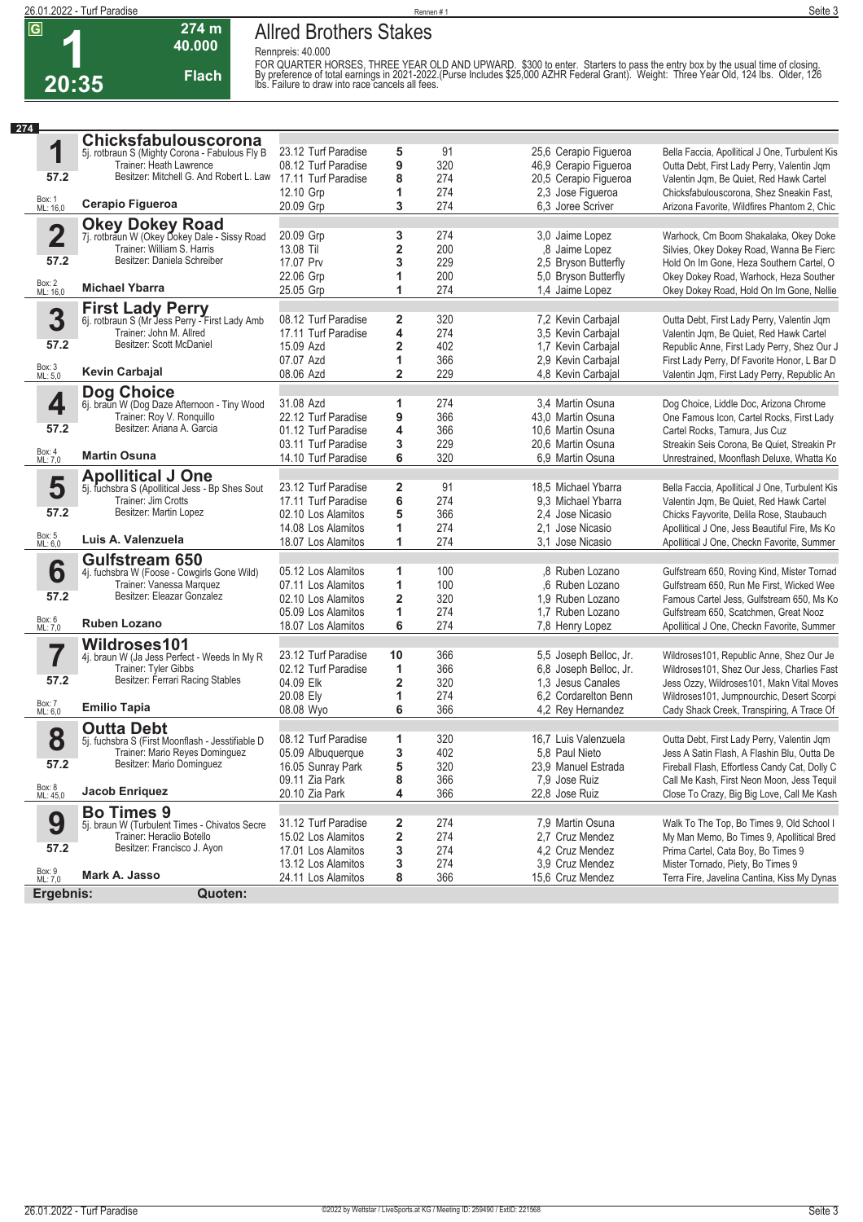**G**

# 1

**20:35**

**274 m**
**40.000**
**Flach**

## Allred Brothers Stakes

Rennpreis: 40.000

FOR QUARTER HORSES, THREE YEAR OLD AND UPWARD. $300 to enter. Starters to pass the entry box by the usual time of closing. By preference of total earnings in 2021-2022.(Purse Includes $25,000 AZHR Federal Grant). Weight: Three Year Old, 124 lbs. Older, 126 lbs. Failure to draw into race cancels all fees.

**274**

| Nr. | Pferd | Datum / Bahn | Platz | Distanz | Quote / Jockey | Einlauf |
|---|---|---|---|---|---|---|
| **1** | **Chicksfabulouscorona** 5j. rotbraun S (Mighty Corona - Fabulous Fly B | 23.12 Turf Paradise | 5 | 91 | 25,6 Cerapio Figueroa | Bella Faccia, Apollitical J One, Turbulent Kis |
| | Trainer: Heath Lawrence | 08.12 Turf Paradise | 9 | 320 | 46,9 Cerapio Figueroa | Outta Debt, First Lady Perry, Valentin Jqm |
| 57.2 | Besitzer: Mitchell G. And Robert L. Law | 17.11 Turf Paradise | 8 | 274 | 20,5 Cerapio Figueroa | Valentin Jqm, Be Quiet, Red Hawk Cartel |
| Box: 1 ML: 16,0 | | 12.10 Grp | 1 | 274 | 2,3 Jose Figueroa | Chicksfabulouscorona, Shez Sneakin Fast, |
| | **Cerapio Figueroa** | 20.09 Grp | 3 | 274 | 6,3 Joree Scriver | Arizona Favorite, Wildfires Phantom 2, Chic |
| **2** | **Okey Dokey Road** 7j. rotbraun W (Okey Dokey Dale - Sissy Road | 20.09 Grp | 3 | 274 | 3,0 Jaime Lopez | Warhock, Cm Boom Shakalaka, Okey Doke |
| | Trainer: William S. Harris | 13.08 Til | 2 | 200 | ,8 Jaime Lopez | Silvies, Okey Dokey Road, Wanna Be Fierc |
| 57.2 | Besitzer: Daniela Schreiber | 17.07 Prv | 3 | 229 | 2,5 Bryson Butterfly | Hold On Im Gone, Heza Southern Cartel, O |
| Box: 2 ML: 16,0 | | 22.06 Grp | 1 | 200 | 5,0 Bryson Butterfly | Okey Dokey Road, Warhock, Heza Souther |
| | **Michael Ybarra** | 25.05 Grp | 1 | 274 | 1,4 Jaime Lopez | Okey Dokey Road, Hold On Im Gone, Nellie |
| **3** | **First Lady Perry** 6j. rotbraun S (Mr Jess Perry - First Lady Amb | 08.12 Turf Paradise | 2 | 320 | 7,2 Kevin Carbajal | Outta Debt, First Lady Perry, Valentin Jqm |
| | Trainer: John M. Allred | 17.11 Turf Paradise | 4 | 274 | 3,5 Kevin Carbajal | Valentin Jqm, Be Quiet, Red Hawk Cartel |
| 57.2 | Besitzer: Scott McDaniel | 15.09 Azd | 2 | 402 | 1,7 Kevin Carbajal | Republic Anne, First Lady Perry, Shez Our J |
| Box: 3 ML: 5,0 | | 07.07 Azd | 1 | 366 | 2,9 Kevin Carbajal | First Lady Perry, Df Favorite Honor, L Bar D |
| | **Kevin Carbajal** | 08.06 Azd | 2 | 229 | 4,8 Kevin Carbajal | Valentin Jqm, First Lady Perry, Republic An |
| **4** | **Dog Choice** 6j. braun W (Dog Daze Afternoon - Tiny Wood | 31.08 Azd | 1 | 274 | 3,4 Martin Osuna | Dog Choice, Liddle Doc, Arizona Chrome |
| | Trainer: Roy V. Ronquillo | 22.12 Turf Paradise | 9 | 366 | 43,0 Martin Osuna | One Famous Icon, Cartel Rocks, First Lady |
| 57.2 | Besitzer: Ariana A. Garcia | 01.12 Turf Paradise | 4 | 366 | 10,6 Martin Osuna | Cartel Rocks, Tamura, Jus Cuz |
| Box: 4 ML: 7,0 | | 03.11 Turf Paradise | 3 | 229 | 20,6 Martin Osuna | Streakin Seis Corona, Be Quiet, Streakin Pr |
| | **Martin Osuna** | 14.10 Turf Paradise | 6 | 320 | 6,9 Martin Osuna | Unrestrained, Moonflash Deluxe, Whatta Ko |
| **5** | **Apollitical J One** 5j. fuchsbra S (Apollitical Jess - Bp Shes Sout | 23.12 Turf Paradise | 2 | 91 | 18,5 Michael Ybarra | Bella Faccia, Apollitical J One, Turbulent Kis |
| | Trainer: Jim Crotts | 17.11 Turf Paradise | 6 | 274 | 9,3 Michael Ybarra | Valentin Jqm, Be Quiet, Red Hawk Cartel |
| 57.2 | Besitzer: Martin Lopez | 02.10 Los Alamitos | 5 | 366 | 2,4 Jose Nicasio | Chicks Fayvorite, Delila Rose, Staubauch |
| Box: 5 ML: 6,0 | | 14.08 Los Alamitos | 1 | 274 | 2,1 Jose Nicasio | Apollitical J One, Jess Beautiful Fire, Ms Ko |
| | **Luis A. Valenzuela** | 18.07 Los Alamitos | 1 | 274 | 3,1 Jose Nicasio | Apollitical J One, Checkn Favorite, Summer |
| **6** | **Gulfstream 650** 4j. fuchsbra W (Foose - Cowgirls Gone Wild) | 05.12 Los Alamitos | 1 | 100 | ,8 Ruben Lozano | Gulfstream 650, Roving Kind, Mister Tornad |
| | Trainer: Vanessa Marquez | 07.11 Los Alamitos | 1 | 100 | ,6 Ruben Lozano | Gulfstream 650, Run Me First, Wicked Wee |
| 57.2 | Besitzer: Eleazar Gonzalez | 02.10 Los Alamitos | 2 | 320 | 1,9 Ruben Lozano | Famous Cartel Jess, Gulfstream 650, Ms Ko |
| Box: 6 ML: 7,0 | | 05.09 Los Alamitos | 1 | 274 | 1,7 Ruben Lozano | Gulfstream 650, Scatchmen, Great Nooz |
| | **Ruben Lozano** | 18.07 Los Alamitos | 6 | 274 | 7,8 Henry Lopez | Apollitical J One, Checkn Favorite, Summer |
| **7** | **Wildroses101** 4j. braun W (Ja Jess Perfect - Weeds In My R | 23.12 Turf Paradise | 10 | 366 | 5,5 Joseph Belloc, Jr. | Wildroses101, Republic Anne, Shez Our Je |
| | Trainer: Tyler Gibbs | 02.12 Turf Paradise | 1 | 366 | 6,8 Joseph Belloc, Jr. | Wildroses101, Shez Our Jess, Charlies Fast |
| 57.2 | Besitzer: Ferrari Racing Stables | 04.09 Elk | 2 | 320 | 1,3 Jesus Canales | Jess Ozzy, Wildroses101, Makn Vital Moves |
| Box: 7 ML: 6,0 | | 20.08 Ely | 1 | 274 | 6,2 Cordarelton Benn | Wildroses101, Jumpnourchic, Desert Scorpi |
| | **Emilio Tapia** | 08.08 Wyo | 6 | 366 | 4,2 Rey Hernandez | Cady Shack Creek, Transpiring, A Trace Of |
| **8** | **Outta Debt** 5j. fuchsbra S (First Moonflash - Jesstifiable D | 08.12 Turf Paradise | 1 | 320 | 16,7 Luis Valenzuela | Outta Debt, First Lady Perry, Valentin Jqm |
| | Trainer: Mario Reyes Dominguez | 05.09 Albuquerque | 3 | 402 | 5,8 Paul Nieto | Jess A Satin Flash, A Flashin Blu, Outta De |
| 57.2 | Besitzer: Mario Dominguez | 16.05 Sunray Park | 5 | 320 | 23,9 Manuel Estrada | Fireball Flash, Effortless Candy Cat, Dolly C |
| Box: 8 ML: 45,0 | | 09.11 Zia Park | 8 | 366 | 7,9 Jose Ruiz | Call Me Kash, First Neon Moon, Jess Tequil |
| | **Jacob Enriquez** | 20.10 Zia Park | 4 | 366 | 22,8 Jose Ruiz | Close To Crazy, Big Big Love, Call Me Kash |
| **9** | **Bo Times 9** 5j. braun W (Turbulent Times - Chivatos Secre | 31.12 Turf Paradise | 2 | 274 | 7,9 Martin Osuna | Walk To The Top, Bo Times 9, Old School I |
| | Trainer: Heraclio Botello | 15.02 Los Alamitos | 2 | 274 | 2,7 Cruz Mendez | My Man Memo, Bo Times 9, Apollitical Bred |
| 57.2 | Besitzer: Francisco J. Ayon | 17.01 Los Alamitos | 3 | 274 | 4,2 Cruz Mendez | Prima Cartel, Cata Boy, Bo Times 9 |
| Box: 9 ML: 7,0 | | 13.12 Los Alamitos | 3 | 274 | 3,9 Cruz Mendez | Mister Tornado, Piety, Bo Times 9 |
| | **Mark A. Jasso** | 24.11 Los Alamitos | 8 | 366 | 15,6 Cruz Mendez | Terra Fire, Javelina Cantina, Kiss My Dynas |

**Ergebnis:** **Quoten:**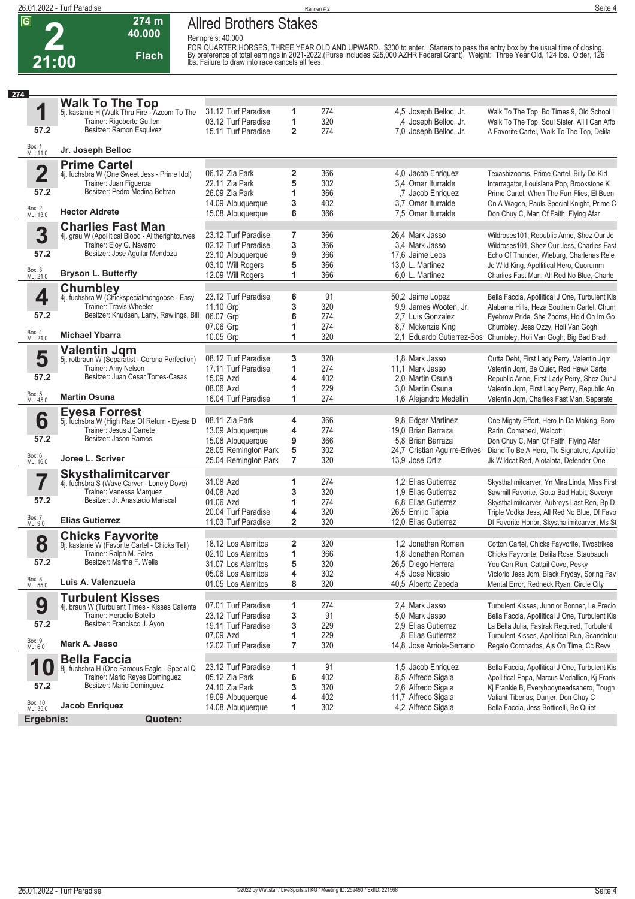# 2 — 21:00 — 274 m — 40.000 — Flach

## Allred Brothers Stakes

Rennpreis: 40.000

FOR QUARTER HORSES, THREE YEAR OLD AND UPWARD. $300 to enter. Starters to pass the entry box by the usual time of closing. By preference of total earnings in 2021-2022.(Purse Includes $25,000 AZHR Federal Grant). Weight: Three Year Old, 124 lbs. Older, 126 lbs. Failure to draw into race cancels all fees.

274

### 1 Walk To The Top
5j. kastanie H (Walk Thru Fire - Azoom To The
Trainer: Rigoberto Guillen
Besitzer: Ramon Esquivez
57.2 — Box: 1 — ML: 11,0
**Jr. Joseph Belloc**

| Datum | Bahn | Pl. | Dist. | Quote / Jockey | Einlauf |
|---|---|---|---|---|---|
| 31.12 | Turf Paradise | 1 | 274 | 4,5 Joseph Belloc, Jr. | Walk To The Top, Bo Times 9, Old School I |
| 03.12 | Turf Paradise | 1 | 320 | ,4 Joseph Belloc, Jr. | Walk To The Top, Soul Sister, All I Can Affo |
| 15.11 | Turf Paradise | 2 | 274 | 7,0 Joseph Belloc, Jr. | A Favorite Cartel, Walk To The Top, Delila |

### 2 Prime Cartel
4j. fuchsbra W (One Sweet Jess - Prime Idol)
Trainer: Juan Figueroa
Besitzer: Pedro Medina Beltran
57.2 — Box: 2 — ML: 13,0
**Hector Aldrete**

| Datum | Bahn | Pl. | Dist. | Quote / Jockey | Einlauf |
|---|---|---|---|---|---|
| 06.12 | Zia Park | 2 | 366 | 4,0 Jacob Enriquez | Texasbizooms, Prime Cartel, Billy De Kid |
| 22.11 | Zia Park | 5 | 302 | 3,4 Omar Iturralde | Interragator, Louisiana Pop, Brookstone K |
| 26.09 | Zia Park | 1 | 366 | ,7 Jacob Enriquez | Prime Cartel, When The Furr Flies, El Buen |
| 14.09 | Albuquerque | 3 | 402 | 3,7 Omar Iturralde | On A Wagon, Pauls Special Knight, Prime C |
| 15.08 | Albuquerque | 6 | 366 | 7,5 Omar Iturralde | Don Chuy C, Man Of Faith, Flying Afar |

### 3 Charlies Fast Man
4j. grau W (Apollitical Blood - Allthehightcurves
Trainer: Eloy G. Navarro
Besitzer: Jose Aguilar Mendoza
57.2 — Box: 3 — ML: 21,0
**Bryson L. Butterfly**

| Datum | Bahn | Pl. | Dist. | Quote / Jockey | Einlauf |
|---|---|---|---|---|---|
| 23.12 | Turf Paradise | 7 | 366 | 26,4 Mark Jasso | Wildroses101, Republic Anne, Shez Our Je |
| 02.12 | Turf Paradise | 3 | 366 | 3,4 Mark Jasso | Wildroses101, Shez Our Jess, Charlies Fast |
| 23.10 | Albuquerque | 9 | 366 | 17,6 Jaime Leos | Echo Of Thunder, Wieburg, Charlenas Rele |
| 03.10 | Will Rogers | 5 | 366 | 13,0 L. Martinez | Jc Wild King, Apollitical Hero, Quorumm |
| 12.09 | Will Rogers | 1 | 366 | 6,0 L. Martinez | Charlies Fast Man, All Red No Blue, Charle |

### 4 Chumbley
4j. fuchsbra W (Chickspecialmongoose - Easy
Trainer: Travis Wheeler
Besitzer: Knudsen, Larry, Rawlings, Bill
57.2 — Box: 4 — ML: 21,0
**Michael Ybarra**

| Datum | Bahn | Pl. | Dist. | Quote / Jockey | Einlauf |
|---|---|---|---|---|---|
| 23.12 | Turf Paradise | 6 | 91 | 50,2 Jaime Lopez | Bella Faccia, Apollitical J One, Turbulent Kis |
| 11.10 | Grp | 3 | 320 | 9,9 James Wooten, Jr. | Alabama Hills, Heza Southern Cartel, Chum |
| 06.07 | Grp | 6 | 274 | 2,7 Luis Gonzalez | Eyebrow Pride, She Zooms, Hold On Im Go |
| 07.06 | Grp | 1 | 274 | 8,7 Mckenzie King | Chumbley, Jess Ozzy, Holi Van Gogh |
| 10.05 | Grp | 1 | 320 | 2,1 Eduardo Gutierrez-Sos | Chumbley, Holi Van Gogh, Big Bad Brad |

### 5 Valentin Jqm
5j. rotbraun W (Separatist - Corona Perfection)
Trainer: Amy Nelson
Besitzer: Juan Cesar Torres-Casas
57.2 — Box: 5 — ML: 45,0
**Martin Osuna**

| Datum | Bahn | Pl. | Dist. | Quote / Jockey | Einlauf |
|---|---|---|---|---|---|
| 08.12 | Turf Paradise | 3 | 320 | 1,8 Mark Jasso | Outta Debt, First Lady Perry, Valentin Jqm |
| 17.11 | Turf Paradise | 1 | 274 | 11,1 Mark Jasso | Valentin Jqm, Be Quiet, Red Hawk Cartel |
| 15.09 | Azd | 4 | 402 | 2,0 Martin Osuna | Republic Anne, First Lady Perry, Shez Our J |
| 08.06 | Azd | 1 | 229 | 3,0 Martin Osuna | Valentin Jqm, First Lady Perry, Republic An |
| 16.04 | Turf Paradise | 1 | 274 | 1,6 Alejandro Medellin | Valentin Jqm, Charlies Fast Man, Separate |

### 6 Eyesa Forrest
5j. fuchsbra W (High Rate Of Return - Eyesa D
Trainer: Jesus J Carrete
Besitzer: Jason Ramos
57.2 — Box: 6 — ML: 16,0
**Joree L. Scriver**

| Datum | Bahn | Pl. | Dist. | Quote / Jockey | Einlauf |
|---|---|---|---|---|---|
| 08.11 | Zia Park | 4 | 366 | 9,8 Edgar Martinez | One Mighty Effort, Hero In Da Making, Boro |
| 13.09 | Albuquerque | 4 | 274 | 19,0 Brian Barraza | Rarin, Comaneci, Walcott |
| 15.08 | Albuquerque | 9 | 366 | 5,8 Brian Barraza | Don Chuy C, Man Of Faith, Flying Afar |
| 28.05 | Remington Park | 5 | 302 | 24,7 Cristian Aguirre-Erives | Diane To Be A Hero, Tlc Signature, Apollitic |
| 25.04 | Remington Park | 7 | 320 | 13,9 Jose Ortiz | Jk Wildcat Red, Alotalota, Defender One |

### 7 Skysthalimitcarver
4j. fuchsbra S (Wave Carver - Lonely Dove)
Trainer: Vanessa Marquez
Besitzer: Jr. Anastacio Mariscal
57.2 — Box: 7 — ML: 9,0
**Elias Gutierrez**

| Datum | Bahn | Pl. | Dist. | Quote / Jockey | Einlauf |
|---|---|---|---|---|---|
| 31.08 | Azd | 1 | 274 | 1,2 Elias Gutierrez | Skysthalimitcarver, Yn Mira Linda, Miss First |
| 04.08 | Azd | 3 | 320 | 1,9 Elias Gutierrez | Sawmill Favorite, Gotta Bad Habit, Soveryn |
| 01.06 | Azd | 1 | 274 | 6,8 Elias Gutierrez | Skysthalimitcarver, Aubreys Last Ren, Bp D |
| 20.04 | Turf Paradise | 4 | 320 | 26,5 Emilio Tapia | Triple Vodka Jess, All Red No Blue, Df Favo |
| 11.03 | Turf Paradise | 2 | 320 | 12,0 Elias Gutierrez | Df Favorite Honor, Skysthalimitcarver, Ms St |

### 8 Chicks Fayvorite
9j. kastanie W (Favorite Cartel - Chicks Tell)
Trainer: Ralph M. Fales
Besitzer: Martha F. Wells
57.2 — Box: 8 — ML: 55,0
**Luis A. Valenzuela**

| Datum | Bahn | Pl. | Dist. | Quote / Jockey | Einlauf |
|---|---|---|---|---|---|
| 18.12 | Los Alamitos | 2 | 320 | 1,2 Jonathan Roman | Cotton Cartel, Chicks Fayvorite, Twostrikes |
| 02.10 | Los Alamitos | 1 | 366 | 1,8 Jonathan Roman | Chicks Fayvorite, Delila Rose, Staubauch |
| 31.07 | Los Alamitos | 5 | 320 | 26,5 Diego Herrera | You Can Run, Cattail Cove, Pesky |
| 05.06 | Los Alamitos | 4 | 302 | 4,5 Jose Nicasio | Victorio Jess Jqm, Black Fryday, Spring Fav |
| 01.05 | Los Alamitos | 8 | 320 | 40,5 Alberto Zepeda | Mental Error, Redneck Ryan, Circle City |

### 9 Turbulent Kisses
4j. braun W (Turbulent Times - Kisses Caliente
Trainer: Heraclio Botello
Besitzer: Francisco J. Ayon
57.2 — Box: 9 — ML: 6,0
**Mark A. Jasso**

| Datum | Bahn | Pl. | Dist. | Quote / Jockey | Einlauf |
|---|---|---|---|---|---|
| 07.01 | Turf Paradise | 1 | 274 | 2,4 Mark Jasso | Turbulent Kisses, Junnior Bonner, Le Precio |
| 23.12 | Turf Paradise | 3 | 91 | 5,0 Mark Jasso | Bella Faccia, Apollitical J One, Turbulent Kis |
| 19.11 | Turf Paradise | 3 | 229 | 2,9 Elias Gutierrez | La Bella Julia, Fastrak Required, Turbulent |
| 07.09 | Azd | 1 | 229 | ,8 Elias Gutierrez | Turbulent Kisses, Apollitical Run, Scandalou |
| 12.02 | Turf Paradise | 7 | 320 | 14,8 Jose Arriola-Serrano | Regalo Coronados, Ajs On Time, Cc Revv |

### 10 Bella Faccia
8j. fuchsbra H (One Famous Eagle - Special Q
Trainer: Mario Reyes Dominguez
Besitzer: Mario Dominguez
57.2 — Box: 10 — ML: 35,0
**Jacob Enriquez**

| Datum | Bahn | Pl. | Dist. | Quote / Jockey | Einlauf |
|---|---|---|---|---|---|
| 23.12 | Turf Paradise | 1 | 91 | 1,5 Jacob Enriquez | Bella Faccia, Apollitical J One, Turbulent Kis |
| 05.12 | Zia Park | 6 | 402 | 8,5 Alfredo Sigala | Apollitical Papa, Marcus Medallion, Kj Frank |
| 24.10 | Zia Park | 3 | 320 | 2,6 Alfredo Sigala | Kj Frankie B, Everybodyneedsahero, Tough |
| 19.09 | Albuquerque | 4 | 402 | 11,7 Alfredo Sigala | Valiant Tiberias, Danjer, Don Chuy C |
| 14.08 | Albuquerque | 1 | 302 | 4,2 Alfredo Sigala | Bella Faccia, Jess Botticelli, Be Quiet |

**Ergebnis:** **Quoten:**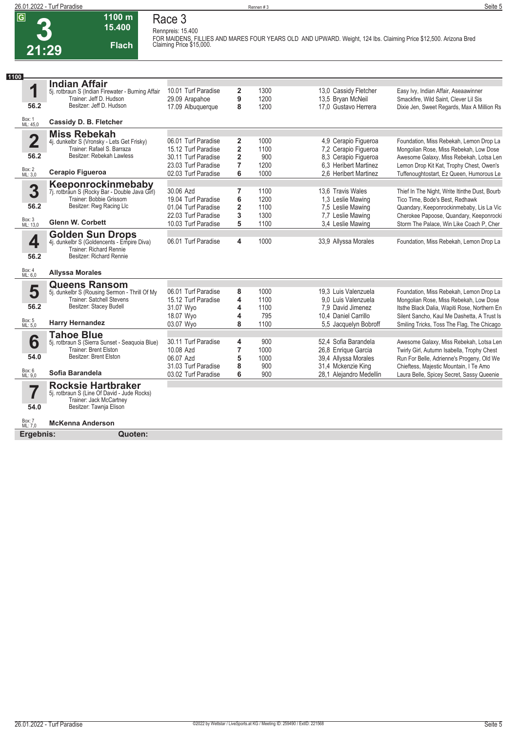# Race 3

**G** | **3** | **21:29** | **1100 m** | **15.400** | **Flach**

Rennpreis: 15.400

FOR MAIDENS, FILLIES AND MARES FOUR YEARS OLD AND UPWARD. Weight, 124 lbs. Claiming Price $12,500. Arizona Bred Claiming Price $15,000.

**1100**

## 1 Indian Affair
5j. rotbraun S (Indian Firewater - Burning Affair
Trainer: Jeff D. Hudson
Besitzer: Jeff D. Hudson
56.2
Box: 1 ML: 45,0
**Cassidy D. B. Fletcher**

| Datum | Bahn | Platz | Distanz | Quote | Jockey | Einlauf |
|---|---|---|---|---|---|---|
| 10.01 | Turf Paradise | 2 | 1300 | 13,0 | Cassidy Fletcher | Easy Ivy, Indian Affair, Aseaawinner |
| 29.09 | Arapahoe | 9 | 1200 | 13,5 | Bryan McNeil | Smackfire, Wild Saint, Clever Lil Sis |
| 17.09 | Albuquerque | 8 | 1200 | 17,0 | Gustavo Herrera | Dixie Jen, Sweet Regards, Max A Million Rs |

## 2 Miss Rebekah
4j. dunkelbr S (Vronsky - Lets Get Frisky)
Trainer: Rafael S. Barraza
Besitzer: Rebekah Lawless
56.2
Box: 2 ML: 3,0
**Cerapio Figueroa**

| Datum | Bahn | Platz | Distanz | Quote | Jockey | Einlauf |
|---|---|---|---|---|---|---|
| 06.01 | Turf Paradise | 2 | 1000 | 4,9 | Cerapio Figueroa | Foundation, Miss Rebekah, Lemon Drop La |
| 15.12 | Turf Paradise | 2 | 1100 | 7,2 | Cerapio Figueroa | Mongolian Rose, Miss Rebekah, Low Dose |
| 30.11 | Turf Paradise | 2 | 900 | 8,3 | Cerapio Figueroa | Awesome Galaxy, Miss Rebekah, Lotsa Len |
| 23.03 | Turf Paradise | 7 | 1200 | 6,3 | Heribert Martinez | Lemon Drop Kit Kat, Trophy Chest, Owen's |
| 02.03 | Turf Paradise | 6 | 1000 | 2,6 | Heribert Martinez | Tuffenoughtostart, Ez Queen, Humorous Le |

## 3 Keeponrockinmebaby
7j. rotbraun S (Rocky Bar - Double Java Girl)
Trainer: Bobbie Grissom
Besitzer: Rwg Racing Llc
56.2
Box: 3 ML: 13,0
**Glenn W. Corbett**

| Datum | Bahn | Platz | Distanz | Quote | Jockey | Einlauf |
|---|---|---|---|---|---|---|
| 30.06 | Azd | 7 | 1100 | 13,6 | Travis Wales | Thief In The Night, Write Itinthe Dust, Bourb |
| 19.04 | Turf Paradise | 6 | 1200 | 1,3 | Leslie Mawing | Tico Time, Bode's Best, Redhawk |
| 01.04 | Turf Paradise | 2 | 1100 | 7,5 | Leslie Mawing | Quandary, Keeponrockinmebaby, Lis La Vic |
| 22.03 | Turf Paradise | 3 | 1300 | 7,7 | Leslie Mawing | Cherokee Papoose, Quandary, Keeponrocki |
| 10.03 | Turf Paradise | 5 | 1100 | 3,4 | Leslie Mawing | Storm The Palace, Win Like Coach P, Cher |

## 4 Golden Sun Drops
4j. dunkelbr S (Goldencents - Empire Diva)
Trainer: Richard Rennie
Besitzer: Richard Rennie
56.2
Box: 4 ML: 6,0
**Allyssa Morales**

| Datum | Bahn | Platz | Distanz | Quote | Jockey | Einlauf |
|---|---|---|---|---|---|---|
| 06.01 | Turf Paradise | 4 | 1000 | 33,9 | Allyssa Morales | Foundation, Miss Rebekah, Lemon Drop La |

## 5 Queens Ransom
5j. dunkelbr S (Rousing Sermon - Thrill Of My
Trainer: Satchell Stevens
Besitzer: Stacey Budell
56.2
Box: 5 ML: 5,0
**Harry Hernandez**

| Datum | Bahn | Platz | Distanz | Quote | Jockey | Einlauf |
|---|---|---|---|---|---|---|
| 06.01 | Turf Paradise | 8 | 1000 | 19,3 | Luis Valenzuela | Foundation, Miss Rebekah, Lemon Drop La |
| 15.12 | Turf Paradise | 4 | 1100 | 9,0 | Luis Valenzuela | Mongolian Rose, Miss Rebekah, Low Dose |
| 31.07 | Wyo | 4 | 1100 | 7,9 | David Jimenez | Itsthe Black Dalia, Wapiti Rose, Northern En |
| 18.07 | Wyo | 4 | 795 | 10,4 | Daniel Carrillo | Silent Sancho, Kaul Me Dashetta, A Trust Is |
| 03.07 | Wyo | 8 | 1100 | 5,5 | Jacquelyn Bobroff | Smiling Tricks, Toss The Flag, The Chicago |

## 6 Tahoe Blue
5j. rotbraun S (Sierra Sunset - Seaquoia Blue)
Trainer: Brent Elston
Besitzer: Brent Elston
54.0
Box: 6 ML: 9,0
**Sofia Barandela**

| Datum | Bahn | Platz | Distanz | Quote | Jockey | Einlauf |
|---|---|---|---|---|---|---|
| 30.11 | Turf Paradise | 4 | 900 | 52,4 | Sofia Barandela | Awesome Galaxy, Miss Rebekah, Lotsa Len |
| 10.08 | Azd | 7 | 1000 | 26,8 | Enrique Garcia | Twirly Girl, Autumn Isabella, Trophy Chest |
| 06.07 | Azd | 5 | 1000 | 39,4 | Allyssa Morales | Run For Belle, Adrienne's Progeny, Old We |
| 31.03 | Turf Paradise | 8 | 900 | 31,4 | Mckenzie King | Chieftess, Majestic Mountain, I Te Amo |
| 03.02 | Turf Paradise | 6 | 900 | 28,1 | Alejandro Medellin | Laura Belle, Spicey Secret, Sassy Queenie |

## 7 Rocksie Hartbraker
5j. rotbraun S (Line Of David - Jude Rocks)
Trainer: Jack McCartney
Besitzer: Tawnja Elison
54.0
Box: 7 ML: 7,0
**McKenna Anderson**

**Ergebnis:** **Quoten:**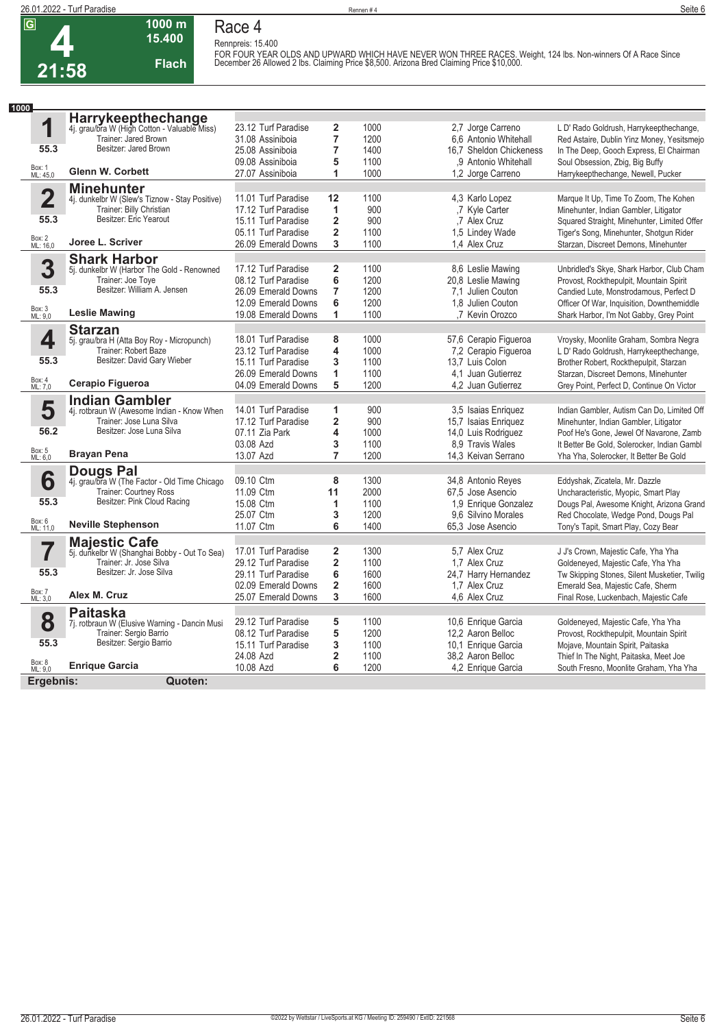# Race 4

**G 4** — 21:58 — 1000 m — 15.400 — Flach

Rennpreis: 15.400

FOR FOUR YEAR OLDS AND UPWARD WHICH HAVE NEVER WON THREE RACES. Weight, 124 lbs. Non-winners Of A Race Since December 26 Allowed 2 lbs. Claiming Price $8,500. Arizona Bred Claiming Price $10,000.

**1000**

## 1 Harrykeepthechange
4j. grau/bra W (High Cotton - Valuable Miss)
Trainer: Jared Brown
Besitzer: Jared Brown
55.3
Box: 1 ML: 45,0
**Glenn W. Corbett**

| Datum | Bahn | Platz | Distanz | Quote / Jockey | Einlauf |
|---|---|---|---|---|---|
| 23.12 | Turf Paradise | 2 | 1000 | 2,7 Jorge Carreno | L D' Rado Goldrush, Harrykeepthechange, |
| 31.08 | Assiniboia | 7 | 1200 | 6,6 Antonio Whitehall | Red Astaire, Dublin Yinz Money, Yesitsmejo |
| 25.08 | Assiniboia | 7 | 1400 | 16,7 Sheldon Chickeness | In The Deep, Gooch Express, El Chairman |
| 09.08 | Assiniboia | 5 | 1100 | ,9 Antonio Whitehall | Soul Obsession, Zbig, Big Buffy |
| 27.07 | Assiniboia | 1 | 1000 | 1,2 Jorge Carreno | Harrykeepthechange, Newell, Pucker |

## 2 Minehunter
4j. dunkelbr W (Slew's Tiznow - Stay Positive)
Trainer: Billy Christian
Besitzer: Eric Yearout
55.3
Box: 2 ML: 16,0
**Joree L. Scriver**

| Datum | Bahn | Platz | Distanz | Quote / Jockey | Einlauf |
|---|---|---|---|---|---|
| 11.01 | Turf Paradise | 12 | 1100 | 4,3 Karlo Lopez | Marque It Up, Time To Zoom, The Kohen |
| 17.12 | Turf Paradise | 1 | 900 | ,7 Kyle Carter | Minehunter, Indian Gambler, Litigator |
| 15.11 | Turf Paradise | 2 | 900 | ,7 Alex Cruz | Squared Straight, Minehunter, Limited Offer |
| 05.11 | Turf Paradise | 2 | 1100 | 1,5 Lindey Wade | Tiger's Song, Minehunter, Shotgun Rider |
| 26.09 | Emerald Downs | 3 | 1100 | 1,4 Alex Cruz | Starzan, Discreet Demons, Minehunter |

## 3 Shark Harbor
5j. dunkelbr W (Harbor The Gold - Renowned
Trainer: Joe Toye
Besitzer: William A. Jensen
55.3
Box: 3 ML: 9,0
**Leslie Mawing**

| Datum | Bahn | Platz | Distanz | Quote / Jockey | Einlauf |
|---|---|---|---|---|---|
| 17.12 | Turf Paradise | 2 | 1100 | 8,6 Leslie Mawing | Unbridled's Skye, Shark Harbor, Club Cham |
| 08.12 | Turf Paradise | 6 | 1200 | 20,8 Leslie Mawing | Provost, Rockthepulpit, Mountain Spirit |
| 26.09 | Emerald Downs | 7 | 1200 | 7,1 Julien Couton | Candied Lute, Monstrodamous, Perfect D |
| 12.09 | Emerald Downs | 6 | 1200 | 1,8 Julien Couton | Officer Of War, Inquisition, Downthemiddle |
| 19.08 | Emerald Downs | 1 | 1100 | ,7 Kevin Orozco | Shark Harbor, I'm Not Gabby, Grey Point |

## 4 Starzan
5j. grau/bra H (Atta Boy Roy - Micropunch)
Trainer: Robert Baze
Besitzer: David Gary Wieber
55.3
Box: 4 ML: 7,0
**Cerapio Figueroa**

| Datum | Bahn | Platz | Distanz | Quote / Jockey | Einlauf |
|---|---|---|---|---|---|
| 18.01 | Turf Paradise | 8 | 1000 | 57,6 Cerapio Figueroa | Vroysky, Moonlite Graham, Sombra Negra |
| 23.12 | Turf Paradise | 4 | 1000 | 7,2 Cerapio Figueroa | L D' Rado Goldrush, Harrykeepthechange, |
| 15.11 | Turf Paradise | 3 | 1100 | 13,7 Luis Colon | Brother Robert, Rockthepulpit, Starzan |
| 26.09 | Emerald Downs | 1 | 1100 | 4,1 Juan Gutierrez | Starzan, Discreet Demons, Minehunter |
| 04.09 | Emerald Downs | 5 | 1200 | 4,2 Juan Gutierrez | Grey Point, Perfect D, Continue On Victor |

## 5 Indian Gambler
4j. rotbraun W (Awesome Indian - Know When
Trainer: Jose Luna Silva
Besitzer: Jose Luna Silva
56.2
Box: 5 ML: 6,0
**Brayan Pena**

| Datum | Bahn | Platz | Distanz | Quote / Jockey | Einlauf |
|---|---|---|---|---|---|
| 14.01 | Turf Paradise | 1 | 900 | 3,5 Isaias Enriquez | Indian Gambler, Autism Can Do, Limited Off |
| 17.12 | Turf Paradise | 2 | 900 | 15,7 Isaias Enriquez | Minehunter, Indian Gambler, Litigator |
| 07.11 | Zia Park | 4 | 1000 | 14,0 Luis Rodriguez | Poof He's Gone, Jewel Of Navarone, Zamb |
| 03.08 | Azd | 3 | 1100 | 8,9 Travis Wales | It Better Be Gold, Solerocker, Indian Gambl |
| 13.07 | Azd | 7 | 1200 | 14,3 Keivan Serrano | Yha Yha, Solerocker, It Better Be Gold |

## 6 Dougs Pal
4j. grau/bra W (The Factor - Old Time Chicago
Trainer: Courtney Ross
Besitzer: Pink Cloud Racing
55.3
Box: 6 ML: 11,0
**Neville Stephenson**

| Datum | Bahn | Platz | Distanz | Quote / Jockey | Einlauf |
|---|---|---|---|---|---|
| 09.10 | Ctm | 8 | 1300 | 34,8 Antonio Reyes | Eddyshak, Zicatela, Mr. Dazzle |
| 11.09 | Ctm | 11 | 2000 | 67,5 Jose Asencio | Uncharacteristic, Myopic, Smart Play |
| 15.08 | Ctm | 1 | 1100 | 1,9 Enrique Gonzalez | Dougs Pal, Awesome Knight, Arizona Grand |
| 25.07 | Ctm | 3 | 1200 | 9,6 Silvino Morales | Red Chocolate, Wedge Pond, Dougs Pal |
| 11.07 | Ctm | 6 | 1400 | 65,3 Jose Asencio | Tony's Tapit, Smart Play, Cozy Bear |

## 7 Majestic Cafe
5j. dunkelbr W (Shanghai Bobby - Out To Sea)
Trainer: Jr. Jose Silva
Besitzer: Jr. Jose Silva
55.3
Box: 7 ML: 3,0
**Alex M. Cruz**

| Datum | Bahn | Platz | Distanz | Quote / Jockey | Einlauf |
|---|---|---|---|---|---|
| 17.01 | Turf Paradise | 2 | 1300 | 5,7 Alex Cruz | J J's Crown, Majestic Cafe, Yha Yha |
| 29.12 | Turf Paradise | 2 | 1100 | 1,7 Alex Cruz | Goldeneyed, Majestic Cafe, Yha Yha |
| 29.11 | Turf Paradise | 6 | 1600 | 24,7 Harry Hernandez | Tw Skipping Stones, Silent Musketier, Twilig |
| 02.09 | Emerald Downs | 2 | 1600 | 1,7 Alex Cruz | Emerald Sea, Majestic Cafe, Sherm |
| 25.07 | Emerald Downs | 3 | 1600 | 4,6 Alex Cruz | Final Rose, Luckenbach, Majestic Cafe |

## 8 Paitaska
7j. rotbraun W (Elusive Warning - Dancin Musi
Trainer: Sergio Barrio
Besitzer: Sergio Barrio
55.3
Box: 8 ML: 9,0
**Enrique Garcia**

| Datum | Bahn | Platz | Distanz | Quote / Jockey | Einlauf |
|---|---|---|---|---|---|
| 29.12 | Turf Paradise | 5 | 1100 | 10,6 Enrique Garcia | Goldeneyed, Majestic Cafe, Yha Yha |
| 08.12 | Turf Paradise | 5 | 1200 | 12,2 Aaron Belloc | Provost, Rockthepulpit, Mountain Spirit |
| 15.11 | Turf Paradise | 3 | 1100 | 10,1 Enrique Garcia | Mojave, Mountain Spirit, Paitaska |
| 24.08 | Azd | 2 | 1100 | 38,2 Aaron Belloc | Thief In The Night, Paitaska, Meet Joe |
| 10.08 | Azd | 6 | 1200 | 4,2 Enrique Garcia | South Fresno, Moonlite Graham, Yha Yha |

**Ergebnis:** **Quoten:**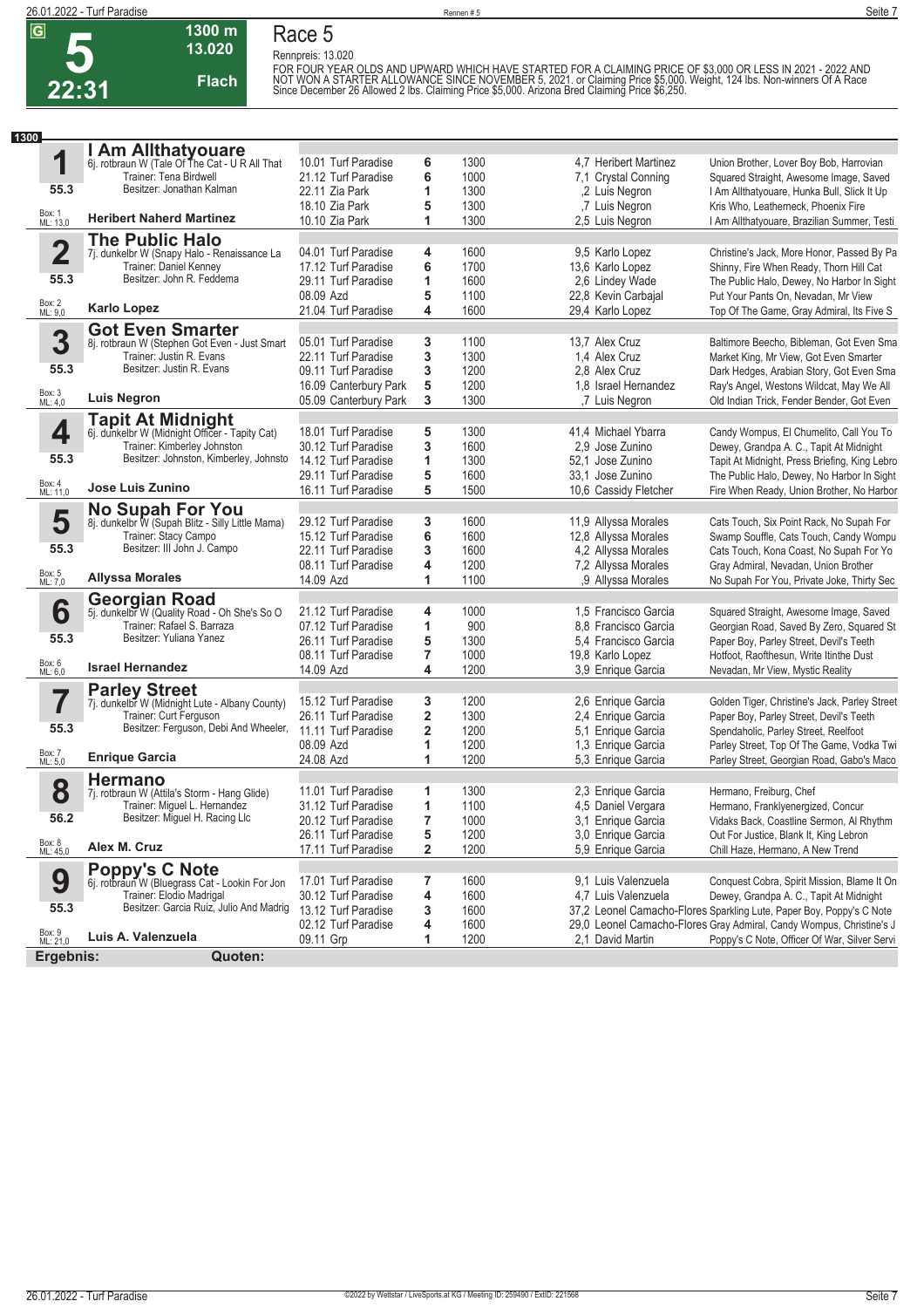# Race 5

**5** — 22:31 — 1300 m — 13.020 — Flach

Rennpreis: 13.020

FOR FOUR YEAR OLDS AND UPWARD WHICH HAVE STARTED FOR A CLAIMING PRICE OF $3,000 OR LESS IN 2021 - 2022 AND NOT WON A STARTER ALLOWANCE SINCE NOVEMBER 5, 2021. or Claiming Price $5,000. Weight, 124 lbs. Non-winners Of A Race Since December 26 Allowed 2 lbs. Claiming Price $5,000. Arizona Bred Claiming Price $6,250.

**1300**

| Nr. | Pferd | Datum / Bahn | Pl. | Distanz | Quote / Reiter | Einlauf |
|---|---|---|---|---|---|---|
| **1** | **I Am Allthatyouare** 6j. rotbraun W (Tale Of The Cat - U R All That) | 10.01 Turf Paradise | 6 | 1300 | 4,7 Heribert Martinez | Union Brother, Lover Boy Bob, Harrovian |
| | Trainer: Tena Birdwell | 21.12 Turf Paradise | 6 | 1000 | 7,1 Crystal Conning | Squared Straight, Awesome Image, Saved |
| 55.3 | Besitzer: Jonathan Kalman | 22.11 Zia Park | 1 | 1300 | ,2 Luis Negron | I Am Allthatyouare, Hunka Bull, Slick It Up |
| Box: 1 ML: 13,0 | | 18.10 Zia Park | 5 | 1300 | ,7 Luis Negron | Kris Who, Leatherneck, Phoenix Fire |
| | **Heribert Naherd Martinez** | 10.10 Zia Park | 1 | 1300 | 2,5 Luis Negron | I Am Allthatyouare, Brazilian Summer, Testi |
| **2** | **The Public Halo** 7j. dunkelbr W (Snapy Halo - Renaissance La) | 04.01 Turf Paradise | 4 | 1600 | 9,5 Karlo Lopez | Christine's Jack, More Honor, Passed By Pa |
| | Trainer: Daniel Kenney | 17.12 Turf Paradise | 6 | 1700 | 13,6 Karlo Lopez | Shinny, Fire When Ready, Thorn Hill Cat |
| 55.3 | Besitzer: John R. Feddema | 29.11 Turf Paradise | 1 | 1600 | 2,6 Lindey Wade | The Public Halo, Dewey, No Harbor In Sight |
| Box: 2 ML: 9,0 | | 08.09 Azd | 5 | 1100 | 22,8 Kevin Carbajal | Put Your Pants On, Nevadan, Mr View |
| | **Karlo Lopez** | 21.04 Turf Paradise | 4 | 1600 | 29,4 Karlo Lopez | Top Of The Game, Gray Admiral, Its Five S |
| **3** | **Got Even Smarter** 8j. rotbraun W (Stephen Got Even - Just Smart) | 05.01 Turf Paradise | 3 | 1100 | 13,7 Alex Cruz | Baltimore Beecho, Bibleman, Got Even Sma |
| | Trainer: Justin R. Evans | 22.11 Turf Paradise | 3 | 1300 | 1,4 Alex Cruz | Market King, Mr View, Got Even Smarter |
| 55.3 | Besitzer: Justin R. Evans | 09.11 Turf Paradise | 3 | 1200 | 2,8 Alex Cruz | Dark Hedges, Arabian Story, Got Even Sma |
| Box: 3 ML: 4,0 | | 16.09 Canterbury Park | 5 | 1200 | 1,8 Israel Hernandez | Ray's Angel, Westons Wildcat, May We All |
| | **Luis Negron** | 05.09 Canterbury Park | 3 | 1300 | ,7 Luis Negron | Old Indian Trick, Fender Bender, Got Even |
| **4** | **Tapit At Midnight** 6j. dunkelbr W (Midnight Officer - Tapity Cat) | 18.01 Turf Paradise | 5 | 1300 | 41,4 Michael Ybarra | Candy Wompus, El Chumelito, Call You To |
| | Trainer: Kimberley Johnston | 30.12 Turf Paradise | 3 | 1600 | 2,9 Jose Zunino | Dewey, Grandpa A. C., Tapit At Midnight |
| 55.3 | Besitzer: Johnston, Kimberley, Johnsto | 14.12 Turf Paradise | 1 | 1300 | 52,1 Jose Zunino | Tapit At Midnight, Press Briefing, King Lebro |
| Box: 4 ML: 11,0 | | 29.11 Turf Paradise | 5 | 1600 | 33,1 Jose Zunino | The Public Halo, Dewey, No Harbor In Sight |
| | **Jose Luis Zunino** | 16.11 Turf Paradise | 5 | 1500 | 10,6 Cassidy Fletcher | Fire When Ready, Union Brother, No Harbor |
| **5** | **No Supah For You** 8j. dunkelbr W (Supah Blitz - Silly Little Mama) | 29.12 Turf Paradise | 3 | 1600 | 11,9 Allyssa Morales | Cats Touch, Six Point Rack, No Supah For |
| | Trainer: Stacy Campo | 15.12 Turf Paradise | 6 | 1600 | 12,8 Allyssa Morales | Swamp Souffle, Cats Touch, Candy Wompu |
| 55.3 | Besitzer: III John J. Campo | 22.11 Turf Paradise | 3 | 1600 | 4,2 Allyssa Morales | Cats Touch, Kona Coast, No Supah For Yo |
| Box: 5 ML: 7,0 | | 08.11 Turf Paradise | 4 | 1200 | 7,2 Allyssa Morales | Gray Admiral, Nevadan, Union Brother |
| | **Allyssa Morales** | 14.09 Azd | 1 | 1100 | ,9 Allyssa Morales | No Supah For You, Private Joke, Thirty Sec |
| **6** | **Georgian Road** 5j. dunkelbr W (Quality Road - Oh She's So O) | 21.12 Turf Paradise | 4 | 1000 | 1,5 Francisco Garcia | Squared Straight, Awesome Image, Saved |
| | Trainer: Rafael S. Barraza | 07.12 Turf Paradise | 1 | 900 | 8,8 Francisco Garcia | Georgian Road, Saved By Zero, Squared St |
| 55.3 | Besitzer: Yuliana Yanez | 26.11 Turf Paradise | 5 | 1300 | 5,4 Francisco Garcia | Paper Boy, Parley Street, Devil's Teeth |
| Box: 6 ML: 6,0 | | 08.11 Turf Paradise | 7 | 1000 | 19,8 Karlo Lopez | Hotfoot, Raofthesun, Write Itinthe Dust |
| | **Israel Hernandez** | 14.09 Azd | 4 | 1200 | 3,9 Enrique Garcia | Nevadan, Mr View, Mystic Reality |
| **7** | **Parley Street** 7j. dunkelbr W (Midnight Lute - Albany County) | 15.12 Turf Paradise | 3 | 1200 | 2,6 Enrique Garcia | Golden Tiger, Christine's Jack, Parley Street |
| | Trainer: Curt Ferguson | 26.11 Turf Paradise | 2 | 1300 | 2,4 Enrique Garcia | Paper Boy, Parley Street, Devil's Teeth |
| 55.3 | Besitzer: Ferguson, Debi And Wheeler, | 11.11 Turf Paradise | 2 | 1200 | 5,1 Enrique Garcia | Spendaholic, Parley Street, Reelfoot |
| Box: 7 ML: 5,0 | | 08.09 Azd | 1 | 1200 | 1,3 Enrique Garcia | Parley Street, Top Of The Game, Vodka Twi |
| | **Enrique Garcia** | 24.08 Azd | 1 | 1200 | 5,3 Enrique Garcia | Parley Street, Georgian Road, Gabo's Maco |
| **8** | **Hermano** 7j. rotbraun W (Attila's Storm - Hang Glide) | 11.01 Turf Paradise | 1 | 1300 | 2,3 Enrique Garcia | Hermano, Freiburg, Chef |
| | Trainer: Miguel L. Hernandez | 31.12 Turf Paradise | 1 | 1100 | 4,5 Daniel Vergara | Hermano, Franklyenergized, Concur |
| 56.2 | Besitzer: Miguel H. Racing Llc | 20.12 Turf Paradise | 7 | 1000 | 3,1 Enrique Garcia | Vidaks Back, Coastline Sermon, Al Rhythm |
| Box: 8 ML: 45,0 | | 26.11 Turf Paradise | 5 | 1200 | 3,0 Enrique Garcia | Out For Justice, Blank It, King Lebron |
| | **Alex M. Cruz** | 17.11 Turf Paradise | 2 | 1200 | 5,9 Enrique Garcia | Chill Haze, Hermano, A New Trend |
| **9** | **Poppy's C Note** 6j. rotbraun W (Bluegrass Cat - Lookin For Jon) | 17.01 Turf Paradise | 7 | 1600 | 9,1 Luis Valenzuela | Conquest Cobra, Spirit Mission, Blame It On |
| | Trainer: Elodio Madrigal | 30.12 Turf Paradise | 4 | 1600 | 4,7 Luis Valenzuela | Dewey, Grandpa A. C., Tapit At Midnight |
| 55.3 | Besitzer: Garcia Ruiz, Julio And Madrig | 13.12 Turf Paradise | 3 | 1600 | 37,2 Leonel Camacho-Flores | Sparkling Lute, Parley Street, Poppy's C Note |
| Box: 9 ML: 21,0 | | 02.12 Turf Paradise | 4 | 1600 | 29,0 Leonel Camacho-Flores | Gray Admiral, Candy Wompus, Christine's J |
| | **Luis A. Valenzuela** | 09.11 Grp | 1 | 1200 | 2,1 David Martin | Poppy's C Note, Officer Of War, Silver Servi |

**Ergebnis:** **Quoten:**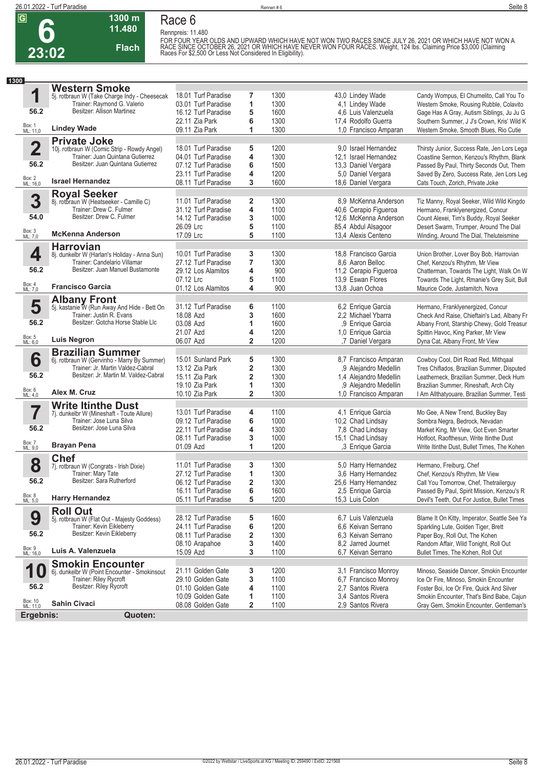# Race 6

**6** — 23:02 — 1300 m — 11.480 — Flach

Rennpreis: 11.480

FOR FOUR YEAR OLDS AND UPWARD WHICH HAVE NOT WON TWO RACES SINCE JULY 26, 2021 OR WHICH HAVE NOT WON A RACE SINCE OCTOBER 26, 2021 OR WHICH HAVE NEVER WON FOUR RACES. Weight, 124 lbs. Claiming Price $3,000 (Claiming Races For $2,500 Or Less Not Considered In Eligibility).

**1300**

## 1 Western Smoke
5j. rotbraun W (Take Charge Indy - Cheesecak
Trainer: Raymond G. Valerio
Besitzer: Allison Martinez
56.2 — Box: 1 — ML: 11,0
**Lindey Wade**

| Datum | Bahn | Platz | Distanz | Quote / Jockey | Einlauf |
|---|---|---|---|---|---|
| 18.01 | Turf Paradise | 7 | 1300 | 43,0 Lindey Wade | Candy Wompus, El Chumelito, Call You To |
| 03.01 | Turf Paradise | 1 | 1300 | 4,1 Lindey Wade | Western Smoke, Rousing Rubble, Colavito |
| 16.12 | Turf Paradise | 5 | 1600 | 4,6 Luis Valenzuela | Gage Has A Gray, Autism Siblings, Ju Ju G |
| 22.11 | Zia Park | 6 | 1300 | 17,4 Rodolfo Guerra | Southern Summer, J J's Crown, Kris' Wild K |
| 09.11 | Zia Park | 1 | 1300 | 1,0 Francisco Amparan | Western Smoke, Smooth Blues, Rio Cutie |

## 2 Private Joke
10j. rotbraun W (Comic Strip - Rowdy Angel)
Trainer: Juan Quintana Gutierrez
Besitzer: Juan Quintana Gutierrez
56.2 — Box: 2 — ML: 16,0
**Israel Hernandez**

| Datum | Bahn | Platz | Distanz | Quote / Jockey | Einlauf |
|---|---|---|---|---|---|
| 18.01 | Turf Paradise | 5 | 1200 | 9,0 Israel Hernandez | Thirsty Junior, Success Rate, Jen Lors Lega |
| 04.01 | Turf Paradise | 4 | 1300 | 12,1 Israel Hernandez | Coastline Sermon, Kenzou's Rhythm, Blank |
| 07.12 | Turf Paradise | 6 | 1500 | 13,3 Daniel Vergara | Passed By Paul, Thirty Seconds Out, Them |
| 23.11 | Turf Paradise | 4 | 1200 | 5,0 Daniel Vergara | Saved By Zero, Success Rate, Jen Lors Leg |
| 08.11 | Turf Paradise | 3 | 1600 | 18,6 Daniel Vergara | Cats Touch, Zorich, Private Joke |

## 3 Royal Seeker
8j. rotbraun W (Heatseeker - Camille C)
Trainer: Drew C. Fulmer
Besitzer: Drew C. Fulmer
54.0 — Box: 3 — ML: 7,0
**McKenna Anderson**

| Datum | Bahn | Platz | Distanz | Quote / Jockey | Einlauf |
|---|---|---|---|---|---|
| 11.01 | Turf Paradise | 2 | 1300 | 8,9 McKenna Anderson | Tiz Manny, Royal Seeker, Wild Wild Kingdo |
| 31.12 | Turf Paradise | 4 | 1100 | 40,6 Cerapio Figueroa | Hermano, Franklyenergized, Concur |
| 14.12 | Turf Paradise | 3 | 1000 | 12,6 McKenna Anderson | Count Alexei, Tim's Buddy, Royal Seeker |
| 26.09 | Lrc | 5 | 1100 | 85,4 Abdul Alsagoor | Desert Swarm, Trumper, Around The Dial |
| 17.09 | Lrc | 5 | 1100 | 13,4 Alexis Centeno | Winding, Around The Dial, Theluteismine |

## 4 Harrovian
8j. dunkelbr W (Harlan's Holiday - Anna Sun)
Trainer: Candelario Villamar
Besitzer: Juan Manuel Bustamonte
56.2 — Box: 4 — ML: 7,0
**Francisco Garcia**

| Datum | Bahn | Platz | Distanz | Quote / Jockey | Einlauf |
|---|---|---|---|---|---|
| 10.01 | Turf Paradise | 3 | 1300 | 18,8 Francisco Garcia | Union Brother, Lover Boy Bob, Harrovian |
| 27.12 | Turf Paradise | 7 | 1300 | 8,6 Aaron Belloc | Chef, Kenzou's Rhythm, Mr View |
| 29.12 | Los Alamitos | 4 | 900 | 11,2 Cerapio Figueroa | Chatterman, Towards The Light, Walk On W |
| 07.12 | Lrc | 5 | 1100 | 13,9 Eswan Flores | Towards The Light, Rmanie's Grey Suit, Bull |
| 01.12 | Los Alamitos | 4 | 900 | 13,8 Juan Ochoa | Maurice Code, Justamitch, Nova |

## 5 Albany Front
5j. kastanie W (Run Away And Hide - Bett On
Trainer: Justin R. Evans
Besitzer: Gotcha Horse Stable Llc
56.2 — Box: 5 — ML: 6,0
**Luis Negron**

| Datum | Bahn | Platz | Distanz | Quote / Jockey | Einlauf |
|---|---|---|---|---|---|
| 31.12 | Turf Paradise | 6 | 1100 | 6,2 Enrique Garcia | Hermano, Franklyenergized, Concur |
| 18.08 | Azd | 3 | 1600 | 2,2 Michael Ybarra | Check And Raise, Chieftain's Lad, Albany Fr |
| 03.08 | Azd | 1 | 1600 | ,9 Enrique Garcia | Albany Front, Starship Chewy, Gold Treasur |
| 21.07 | Azd | 4 | 1200 | 1,0 Enrique Garcia | Spittin Havoc, King Parker, Mr View |
| 06.07 | Azd | 2 | 1200 | ,7 Daniel Vergara | Dyna Cat, Albany Front, Mr View |

## 6 Brazilian Summer
6j. rotbraun W (Gervinho - Marry By Summer)
Trainer: Jr. Martin Valdez-Cabral
Besitzer: Jr. Martin M. Valdez-Cabral
56.2 — Box: 6 — ML: 4,0
**Alex M. Cruz**

| Datum | Bahn | Platz | Distanz | Quote / Jockey | Einlauf |
|---|---|---|---|---|---|
| 15.01 | Sunland Park | 5 | 1300 | 8,7 Francisco Amparan | Cowboy Cool, Dirt Road Red, Mithqaal |
| 13.12 | Zia Park | 2 | 1300 | ,9 Alejandro Medellin | Tres Chiflados, Brazilian Summer, Disputed |
| 15.11 | Zia Park | 2 | 1300 | 1,4 Alejandro Medellin | Leatherneck, Brazilian Summer, Deck Hum |
| 19.10 | Zia Park | 1 | 1300 | ,9 Alejandro Medellin | Brazilian Summer, Rineshaft, Arch City |
| 10.10 | Zia Park | 2 | 1300 | 1,0 Francisco Amparan | I Am Allthatyouare, Brazilian Summer, Testi |

## 7 Write Itinthe Dust
7j. dunkelbr W (Mineshaft - Toute Allure)
Trainer: Jose Luna Silva
Besitzer: Jose Luna Silva
56.2 — Box: 7 — ML: 9,0
**Brayan Pena**

| Datum | Bahn | Platz | Distanz | Quote / Jockey | Einlauf |
|---|---|---|---|---|---|
| 13.01 | Turf Paradise | 4 | 1100 | 4,1 Enrique Garcia | Mo Gee, A New Trend, Buckley Bay |
| 09.12 | Turf Paradise | 6 | 1000 | 10,2 Chad Lindsay | Sombra Negra, Bedrock, Nevadan |
| 22.11 | Turf Paradise | 4 | 1300 | 7,8 Chad Lindsay | Market King, Mr View, Got Even Smarter |
| 08.11 | Turf Paradise | 3 | 1000 | 15,1 Chad Lindsay | Hotfoot, Raofthesun, Write Itinthe Dust |
| 01.09 | Azd | 1 | 1200 | ,3 Enrique Garcia | Write Itinthe Dust, Bullet Times, The Kohen |

## 8 Chef
7j. rotbraun W (Congrats - Irish Dixie)
Trainer: Mary Tate
Besitzer: Sara Rutherford
56.2 — Box: 8 — ML: 5,0
**Harry Hernandez**

| Datum | Bahn | Platz | Distanz | Quote / Jockey | Einlauf |
|---|---|---|---|---|---|
| 11.01 | Turf Paradise | 3 | 1300 | 5,0 Harry Hernandez | Hermano, Freiburg, Chef |
| 27.12 | Turf Paradise | 1 | 1300 | 3,6 Harry Hernandez | Chef, Kenzou's Rhythm, Mr View |
| 06.12 | Turf Paradise | 2 | 1300 | 25,6 Harry Hernandez | Call You Tomorrow, Chef, Thetrailerguy |
| 16.11 | Turf Paradise | 6 | 1600 | 2,5 Enrique Garcia | Passed By Paul, Spirit Mission, Kenzou's R |
| 05.11 | Turf Paradise | 5 | 1200 | 15,3 Luis Colon | Devil's Teeth, Out For Justice, Bullet Times |

## 9 Roll Out
5j. rotbraun W (Flat Out - Majesty Goddess)
Trainer: Kevin Eikleberry
Besitzer: Kevin Eikleberry
56.2 — Box: 9 — ML: 16,0
**Luis A. Valenzuela**

| Datum | Bahn | Platz | Distanz | Quote / Jockey | Einlauf |
|---|---|---|---|---|---|
| 28.12 | Turf Paradise | 5 | 1600 | 6,7 Luis Valenzuela | Blame It On Kitty, Imperator, Seattle See Ya |
| 24.11 | Turf Paradise | 6 | 1200 | 6,6 Keivan Serrano | Sparkling Lute, Golden Tiger, Brett |
| 08.11 | Turf Paradise | 2 | 1300 | 6,3 Keivan Serrano | Paper Boy, Roll Out, The Kohen |
| 08.10 | Arapahoe | 3 | 1400 | 8,2 Jarred Journet | Random Affair, Wild Tonight, Roll Out |
| 15.09 | Azd | 3 | 1100 | 6,7 Keivan Serrano | Bullet Times, The Kohen, Roll Out |

## 10 Smokin Encounter
6j. dunkelbr W (Point Encounter - Smokinsout
Trainer: Riley Rycroft
Besitzer: Riley Rycroft
56.2 — Box: 10 — ML: 11,0
**Sahin Civaci**

| Datum | Bahn | Platz | Distanz | Quote / Jockey | Einlauf |
|---|---|---|---|---|---|
| 21.11 | Golden Gate | 3 | 1200 | 3,1 Francisco Monroy | Minoso, Seaside Dancer, Smokin Encounter |
| 29.10 | Golden Gate | 3 | 1100 | 6,7 Francisco Monroy | Ice Or Fire, Minoso, Smokin Encounter |
| 01.10 | Golden Gate | 4 | 1100 | 2,7 Santos Rivera | Foster Boi, Ice Or Fire, Quick And Silver |
| 10.09 | Golden Gate | 1 | 1100 | 3,4 Santos Rivera | Smokin Encounter, That's Bind Babe, Cajun |
| 08.08 | Golden Gate | 2 | 1100 | 2,9 Santos Rivera | Gray Gem, Smokin Encounter, Gentleman's |

**Ergebnis:** **Quoten:**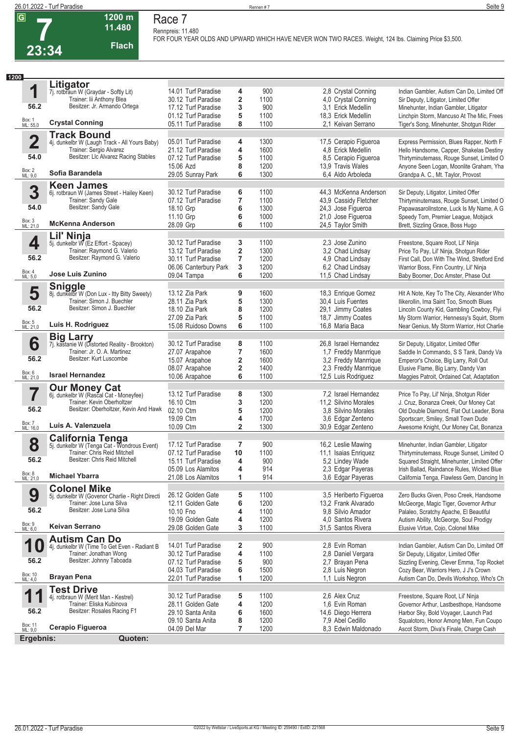**G**

# 7

**23:34**

**1200 m**
**11.480**
**Flach**

## Race 7

Rennpreis: 11.480
FOR FOUR YEAR OLDS AND UPWARD WHICH HAVE NEVER WON TWO RACES. Weight, 124 lbs. Claiming Price $3,500.

**1200**

### 1 Litigator
7j. rotbraun W (Graydar - Softly Lit)
Trainer: Iii Anthony Blea
Besitzer: Jr. Armando Ortega
56.2
Box: 1 ML: 55,0
**Crystal Conning**

| Datum | Bahn | Platz | Distanz | Quote / Jockey | Einlauf |
|---|---|---|---|---|---|
| 14.01 | Turf Paradise | 4 | 900 | 2,8 Crystal Conning | Indian Gambler, Autism Can Do, Limited Off |
| 30.12 | Turf Paradise | 2 | 1100 | 4,0 Crystal Conning | Sir Deputy, Litigator, Limited Offer |
| 17.12 | Turf Paradise | 3 | 900 | 3,1 Erick Medellin | Minehunter, Indian Gambler, Litigator |
| 01.12 | Turf Paradise | 5 | 1100 | 18,3 Erick Medellin | Linchpin Storm, Mancuso At The Mic, Frees |
| 05.11 | Turf Paradise | 8 | 1100 | 2,1 Keivan Serrano | Tiger's Song, Minehunter, Shotgun Rider |

### 2 Track Bound
4j. dunkelbr W (Laugh Track - All Yours Baby)
Trainer: Sergio Alvarez
Besitzer: Llc Alvarez Racing Stables
54.0
Box: 2 ML: 9,0
**Sofia Barandela**

| Datum | Bahn | Platz | Distanz | Quote / Jockey | Einlauf |
|---|---|---|---|---|---|
| 05.01 | Turf Paradise | 4 | 1300 | 17,5 Cerapio Figueroa | Express Permission, Blues Rapper, North F |
| 21.12 | Turf Paradise | 4 | 1600 | 4,8 Erick Medellin | Hello Handsome, Capper, Shakelas Destiny |
| 07.12 | Turf Paradise | 5 | 1100 | 8,5 Cerapio Figueroa | Thirtyminutemass, Rouge Sunset, Limited O |
| 15.06 | Azd | 8 | 1200 | 13,9 Travis Wales | Anyone Seen Logan, Moonlite Graham, Yha |
| 29.05 | Sunray Park | 6 | 1300 | 6,4 Aldo Arboleda | Grandpa A. C., Mt. Taylor, Provost |

### 3 Keen James
6j. rotbraun W (James Street - Hailey Keen)
Trainer: Sandy Gale
Besitzer: Sandy Gale
54.0
Box: 3 ML: 21,0
**McKenna Anderson**

| Datum | Bahn | Platz | Distanz | Quote / Jockey | Einlauf |
|---|---|---|---|---|---|
| 30.12 | Turf Paradise | 6 | 1100 | 44,3 McKenna Anderson | Sir Deputy, Litigator, Limited Offer |
| 07.12 | Turf Paradise | 7 | 1100 | 43,9 Cassidy Fletcher | Thirtyminutemass, Rouge Sunset, Limited O |
| 18.10 | Grp | 6 | 1300 | 24,3 Jose Figueroa | Papawasarollnstone, Luck Is My Name, A G |
| 11.10 | Grp | 6 | 1000 | 21,0 Jose Figueroa | Speedy Tom, Premier League, Mobjack |
| 28.09 | Grp | 6 | 1100 | 24,5 Taylor Smith | Brett, Sizzling Grace, Boss Hugo |

### 4 Lil' Ninja
5j. dunkelbr W (Ez Effort - Spacey)
Trainer: Raymond G. Valerio
Besitzer: Raymond G. Valerio
56.2
Box: 4 ML: 5,0
**Jose Luis Zunino**

| Datum | Bahn | Platz | Distanz | Quote / Jockey | Einlauf |
|---|---|---|---|---|---|
| 30.12 | Turf Paradise | 3 | 1100 | 2,3 Jose Zunino | Freestone, Square Root, Lil' Ninja |
| 13.12 | Turf Paradise | 2 | 1300 | 3,2 Chad Lindsay | Price To Pay, Lil' Ninja, Shotgun Rider |
| 30.11 | Turf Paradise | 7 | 1200 | 4,9 Chad Lindsay | First Call, Don With The Wind, Stretford End |
| 06.06 | Canterbury Park | 3 | 1200 | 6,2 Chad Lindsay | Warrior Boss, Finn Country, Lil' Ninja |
| 09.04 | Tampa | 6 | 1200 | 11,5 Chad Lindsay | Baby Boomer, Doc Amster, Phase Out |

### 5 Sniggle
8j. dunkelbr W (Don Lux - Itty Bitty Sweety)
Trainer: Simon J. Buechler
Besitzer: Simon J. Buechler
56.2
Box: 5 ML: 21,0
**Luis H. Rodriguez**

| Datum | Bahn | Platz | Distanz | Quote / Jockey | Einlauf |
|---|---|---|---|---|---|
| 13.12 | Zia Park | 9 | 1600 | 18,3 Enrique Gomez | Hit A Note, Key To The City, Acender Who |
| 28.11 | Zia Park | 5 | 1300 | 30,4 Luis Fuentes | Ilikerollin, Ima Saint Too, Smooth Blues |
| 18.10 | Zia Park | 8 | 1200 | 29,1 Jimmy Coates | Lincoln County Kid, Gambling Cowboy, Flyi |
| 27.09 | Zia Park | 5 | 1100 | 18,7 Jimmy Coates | My Storm Warrior, Hennessy's Squirt, Storm |
| 15.08 | Ruidoso Downs | 6 | 1100 | 16,8 Maria Baca | Near Genius, My Storm Warrior, Hot Charlie |

### 6 Big Larry
7j. kastanie W (Distorted Reality - Brookton)
Trainer: Jr. O. A. Martinez
Besitzer: Kurt Luscombe
56.2
Box: 6 ML: 21,0
**Israel Hernandez**

| Datum | Bahn | Platz | Distanz | Quote / Jockey | Einlauf |
|---|---|---|---|---|---|
| 30.12 | Turf Paradise | 8 | 1100 | 26,8 Israel Hernandez | Sir Deputy, Litigator, Limited Offer |
| 27.07 | Arapahoe | 7 | 1600 | 1,7 Freddy Manrrique | Saddle In Commando, S S Tank, Dandy Va |
| 15.07 | Arapahoe | 2 | 1600 | 3,2 Freddy Manrrique | Emperor's Choice, Big Larry, Roll Out |
| 08.07 | Arapahoe | 2 | 1400 | 2,3 Freddy Manrrique | Elusive Flame, Big Larry, Dandy Van |
| 10.06 | Arapahoe | 6 | 1100 | 12,5 Luis Rodriguez | Maggies Patroit, Ordained Cat, Adaptation |

### 7 Our Money Cat
6j. dunkelbr W (Rascal Cat - Moneyfee)
Trainer: Kevin Oberholtzer
Besitzer: Oberholtzer, Kevin And Hawk
56.2
Box: 7 ML: 16,0
**Luis A. Valenzuela**

| Datum | Bahn | Platz | Distanz | Quote / Jockey | Einlauf |
|---|---|---|---|---|---|
| 13.12 | Turf Paradise | 8 | 1300 | 7,2 Israel Hernandez | Price To Pay, Lil' Ninja, Shotgun Rider |
| 16.10 | Ctm | 3 | 1200 | 11,2 Silvino Morales | J. Cruz, Bonanza Creek, Our Money Cat |
| 02.10 | Ctm | 5 | 1200 | 3,8 Silvino Morales | Old Double Diamond, Flat Out Leader, Bona |
| 19.09 | Ctm | 4 | 1700 | 3,6 Edgar Zenteno | Sportscarr, Smiley, Small Town Dude |
| 10.09 | Ctm | 2 | 1300 | 30,9 Edgar Zenteno | Awesome Knight, Our Money Cat, Bonanza |

### 8 California Tenga
5j. dunkelbr W (Tenga Cat - Wondrous Event)
Trainer: Chris Reid Mitchell
Besitzer: Chris Reid Mitchell
56.2
Box: 8 ML: 21,0
**Michael Ybarra**

| Datum | Bahn | Platz | Distanz | Quote / Jockey | Einlauf |
|---|---|---|---|---|---|
| 17.12 | Turf Paradise | 7 | 900 | 16,2 Leslie Mawing | Minehunter, Indian Gambler, Litigator |
| 07.12 | Turf Paradise | 10 | 1100 | 11,1 Isaias Enriquez | Thirtyminutemass, Rouge Sunset, Limited O |
| 15.11 | Turf Paradise | 4 | 900 | 5,2 Lindey Wade | Squared Straight, Minehunter, Limited Offer |
| 05.09 | Los Alamitos | 4 | 914 | 2,3 Edgar Payeras | Irish Ballad, Raindance Rules, Wicked Blue |
| 21.08 | Los Alamitos | 1 | 914 | 3,6 Edgar Payeras | California Tenga, Flawless Gem, Dancing In |

### 9 Colonel Mike
5j. dunkelbr W (Govenor Charlie - Right Directi
Trainer: Jose Luna Silva
Besitzer: Jose Luna Silva
56.2
Box: 9 ML: 6,0
**Keivan Serrano**

| Datum | Bahn | Platz | Distanz | Quote / Jockey | Einlauf |
|---|---|---|---|---|---|
| 26.12 | Golden Gate | 5 | 1100 | 3,5 Heriberto Figueroa | Zero Bucks Given, Poso Creek, Handsome |
| 12.11 | Golden Gate | 6 | 1200 | 13,2 Frank Alvarado | McGeorge, Magic Tiger, Governor Arthur |
| 10.10 | Fno | 4 | 1100 | 9,8 Silvio Amador | Palaleo, Scratchy Apache, El Beautiful |
| 19.09 | Golden Gate | 4 | 1200 | 4,0 Santos Rivera | Autism Ability, McGeorge, Soul Prodigy |
| 29.08 | Golden Gate | 3 | 1100 | 31,5 Santos Rivera | Elusive Virtue, Cojo, Colonel Mike |

### 10 Autism Can Do
4j. dunkelbr W (Time To Get Even - Radiant B
Trainer: Jonathan Wong
Besitzer: Johnny Taboada
56.2
Box: 10 ML: 4,0
**Brayan Pena**

| Datum | Bahn | Platz | Distanz | Quote / Jockey | Einlauf |
|---|---|---|---|---|---|
| 14.01 | Turf Paradise | 2 | 900 | 2,8 Evin Roman | Indian Gambler, Autism Can Do, Limited Off |
| 30.12 | Turf Paradise | 4 | 1100 | 2,8 Daniel Vergara | Sir Deputy, Litigator, Limited Offer |
| 07.12 | Turf Paradise | 5 | 900 | 2,7 Brayan Pena | Sizzling Evening, Clever Emma, Top Rocket |
| 04.03 | Turf Paradise | 6 | 1500 | 2,8 Luis Negron | Cozy Bear, Warriors Hero, J J's Crown |
| 22.01 | Turf Paradise | 1 | 1200 | 1,1 Luis Negron | Autism Can Do, Devils Workshop, Who's Ch |

### 11 Test Drive
4j. rotbraun W (Merit Man - Kestrel)
Trainer: Eliska Kubinova
Besitzer: Rosales Racing F1
56.2
Box: 11 ML: 9,0
**Cerapio Figueroa**

| Datum | Bahn | Platz | Distanz | Quote / Jockey | Einlauf |
|---|---|---|---|---|---|
| 30.12 | Turf Paradise | 5 | 1100 | 2,6 Alex Cruz | Freestone, Square Root, Lil' Ninja |
| 28.11 | Golden Gate | 4 | 1200 | 1,6 Evin Roman | Governor Arthur, Lastbesthope, Handsome |
| 29.10 | Santa Anita | 6 | 1600 | 14,6 Diego Herrera | Harbor Sky, Bold Voyager, Launch Pad |
| 09.10 | Santa Anita | 8 | 1200 | 7,9 Abel Cedillo | Squalotoro, Honor Among Men, Fun Coupo |
| 04.09 | Del Mar | 7 | 1200 | 8,3 Edwin Maldonado | Ascot Storm, Diva's Finale, Charge Cash |

**Ergebnis:** **Quoten:**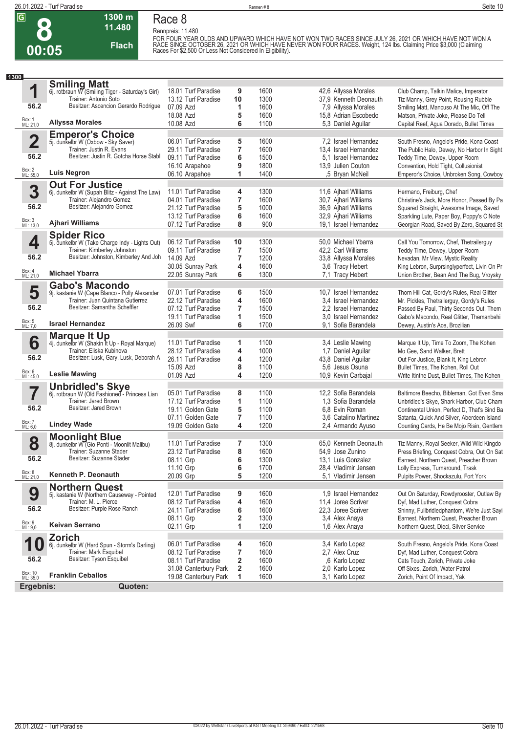# 8

**1300 m**
**11.480**
**Flach**

**00:05**

## Race 8

Rennpreis: 11.480

FOR FOUR YEAR OLDS AND UPWARD WHICH HAVE NOT WON TWO RACES SINCE JULY 26, 2021 OR WHICH HAVE NOT WON A RACE SINCE OCTOBER 26, 2021 OR WHICH HAVE NEVER WON FOUR RACES. Weight, 124 lbs. Claiming Price $3,000 (Claiming Races For $2,500 Or Less Not Considered In Eligibility).

**1300**

| Nr. | Pferd | Datum / Bahn | Pl. | Dist. | Quote / Reiter | Einlauf |
|---|---|---|---|---|---|---|
| **1** | **Smiling Matt** 6j. rotbraun W (Smiling Tiger - Saturday's Girl) | 18.01 Turf Paradise | 9 | 1600 | 42,6 Allyssa Morales | Club Champ, Talkin Malice, Imperator |
| | Trainer: Antonio Soto | 13.12 Turf Paradise | 10 | 1300 | 37,9 Kenneth Deonauth | Tiz Manny, Grey Point, Rousing Rubble |
| 56.2 | Besitzer: Ascencion Gerardo Rodrigue | 07.09 Azd | 1 | 1600 | 7,9 Allyssa Morales | Smiling Matt, Mancuso At The Mic, Off The |
| Box: 1 ML: 21,0 | | 18.08 Azd | 5 | 1600 | 15,8 Adrian Escobedo | Matson, Private Joke, Please Do Tell |
| | **Allyssa Morales** | 10.08 Azd | 6 | 1100 | 5,3 Daniel Aguilar | Capital Reef, Agua Dorado, Bullet Times |
| **2** | **Emperor's Choice** 5j. dunkelbr W (Oxbow - Sky Saver) | 06.01 Turf Paradise | 5 | 1600 | 7,2 Israel Hernandez | South Fresno, Angelo's Pride, Kona Coast |
| | Trainer: Justin R. Evans | 29.11 Turf Paradise | 7 | 1600 | 13,4 Israel Hernandez | The Public Halo, Dewey, No Harbor In Sight |
| 56.2 | Besitzer: Justin R. Gotcha Horse Stabl | 09.11 Turf Paradise | 6 | 1500 | 5,1 Israel Hernandez | Teddy Time, Dewey, Upper Room |
| Box: 2 ML: 55,0 | | 16.10 Arapahoe | 9 | 1800 | 13,9 Julien Couton | Convention, Hold Tight, Collusionist |
| | **Luis Negron** | 06.10 Arapahoe | 1 | 1400 | ,5 Bryan McNeil | Emperor's Choice, Unbroken Song, Cowboy |
| **3** | **Out For Justice** 6j. dunkelbr W (Supah Blitz - Against The Law) | 11.01 Turf Paradise | 4 | 1300 | 11,6 Ajhari Williams | Hermano, Freiburg, Chef |
| | Trainer: Alejandro Gomez | 04.01 Turf Paradise | 7 | 1600 | 30,7 Ajhari Williams | Christine's Jack, More Honor, Passed By Pa |
| 56.2 | Besitzer: Alejandro Gomez | 21.12 Turf Paradise | 5 | 1000 | 36,9 Ajhari Williams | Squared Straight, Awesome Image, Saved |
| Box: 3 ML: 13,0 | | 13.12 Turf Paradise | 6 | 1600 | 32,9 Ajhari Williams | Sparkling Lute, Paper Boy, Poppy's C Note |
| | **Ajhari Williams** | 07.12 Turf Paradise | 8 | 900 | 19,1 Israel Hernandez | Georgian Road, Saved By Zero, Squared St |
| **4** | **Spider Rico** 5j. dunkelbr W (Take Charge Indy - Lights Out) | 06.12 Turf Paradise | 10 | 1300 | 50,0 Michael Ybarra | Call You Tomorrow, Chef, Thetrailerguy |
| | Trainer: Kimberley Johnston | 09.11 Turf Paradise | 7 | 1500 | 42,2 Carl Williams | Teddy Time, Dewey, Upper Room |
| 56.2 | Besitzer: Johnston, Kimberley And Joh | 14.09 Azd | 7 | 1200 | 33,8 Allyssa Morales | Nevadan, Mr View, Mystic Reality |
| Box: 4 ML: 21,0 | | 30.05 Sunray Park | 4 | 1600 | 3,6 Tracy Hebert | King Lebron, Surprsinglyperfect, Livin On Pr |
| | **Michael Ybarra** | 22.05 Sunray Park | 6 | 1300 | 7,1 Tracy Hebert | Union Brother, Bean And The Bug, Vroysky |
| **5** | **Gabo's Macondo** 9j. kastanie W (Cape Blanco - Polly Alexander | 07.01 Turf Paradise | 6 | 1500 | 10,7 Israel Hernandez | Thorn Hill Cat, Gordy's Rules, Real Glitter |
| | Trainer: Juan Quintana Gutierrez | 22.12 Turf Paradise | 4 | 1600 | 3,4 Israel Hernandez | Mr. Pickles, Thetrailerguy, Gordy's Rules |
| 56.2 | Besitzer: Samantha Scheffler | 07.12 Turf Paradise | 7 | 1500 | 2,2 Israel Hernandez | Passed By Paul, Thirty Seconds Out, Them |
| Box: 5 ML: 7,0 | | 19.11 Turf Paradise | 1 | 1500 | 3,0 Israel Hernandez | Gabo's Macondo, Real Glitter, Themanbehi |
| | **Israel Hernandez** | 26.09 Swf | 6 | 1700 | 9,1 Sofia Barandela | Dewey, Austin's Ace, Brozilian |
| **6** | **Marque It Up** 4j. dunkelbr W (Shakin It Up - Royal Marque) | 11.01 Turf Paradise | 1 | 1100 | 3,4 Leslie Mawing | Marque It Up, Time To Zoom, The Kohen |
| | Trainer: Eliska Kubinova | 28.12 Turf Paradise | 4 | 1000 | 1,7 Daniel Aguilar | Mo Gee, Sand Walker, Brett |
| 56.2 | Besitzer: Lusk, Gary, Lusk, Deborah A | 26.11 Turf Paradise | 4 | 1200 | 43,8 Daniel Aguilar | Out For Justice, Blank It, King Lebron |
| Box: 6 ML: 45,0 | | 15.09 Azd | 8 | 1100 | 5,6 Jesus Osuna | Bullet Times, The Kohen, Roll Out |
| | **Leslie Mawing** | 01.09 Azd | 4 | 1200 | 10,9 Kevin Carbajal | Write Itinthe Dust, Bullet Times, The Kohen |
| **7** | **Unbridled's Skye** 6j. rotbraun W (Old Fashioned - Princess Lian | 05.01 Turf Paradise | 8 | 1100 | 12,2 Sofia Barandela | Baltimore Beecho, Bibleman, Got Even Sma |
| | Trainer: Jared Brown | 17.12 Turf Paradise | 1 | 1100 | 1,3 Sofia Barandela | Unbridled's Skye, Shark Harbor, Club Cham |
| 56.2 | Besitzer: Jared Brown | 19.11 Golden Gate | 5 | 1100 | 6,8 Evin Roman | Continental Union, Perfect D, That's Bind Ba |
| Box: 7 ML: 6,0 | | 07.11 Golden Gate | 7 | 1100 | 3,6 Catalino Martinez | Satanta, Quick And Silver, Aberdeen Island |
| | **Lindey Wade** | 19.09 Golden Gate | 4 | 1200 | 2,4 Armando Ayuso | Counting Cards, He Be Mojo Risin, Gentlem |
| **8** | **Moonlight Blue** 8j. dunkelbr W (Gio Ponti - Moonlit Malibu) | 11.01 Turf Paradise | 7 | 1300 | 65,0 Kenneth Deonauth | Tiz Manny, Royal Seeker, Wild Wild Kingdo |
| | Trainer: Suzanne Stader | 23.12 Turf Paradise | 8 | 1600 | 54,9 Jose Zunino | Press Briefing, Conquest Cobra, Out On Sat |
| 56.2 | Besitzer: Suzanne Stader | 08.11 Grp | 6 | 1300 | 13,1 Luis Gonzalez | Earnest, Northern Quest, Preacher Brown |
| Box: 8 ML: 21,0 | | 11.10 Grp | 6 | 1700 | 28,4 Vladimir Jensen | Lolly Express, Turnaround, Trask |
| | **Kenneth P. Deonauth** | 20.09 Grp | 5 | 1200 | 5,1 Vladimir Jensen | Pulpits Power, Shockazulu, Fort York |
| **9** | **Northern Quest** 5j. kastanie W (Northern Causeway - Pointed | 12.01 Turf Paradise | 9 | 1600 | 1,9 Israel Hernandez | Out On Saturday, Rowdyrooster, Outlaw By |
| | Trainer: M. L. Pierce | 08.12 Turf Paradise | 4 | 1600 | 11,4 Joree Scriver | Dyf, Mad Luther, Conquest Cobra |
| 56.2 | Besitzer: Purple Rose Ranch | 24.11 Turf Paradise | 6 | 1600 | 22,3 Joree Scriver | Shinny, Fullbridledphantom, We're Just Sayi |
| Box: 9 ML: 9,0 | | 08.11 Grp | 2 | 1300 | 3,4 Alex Anaya | Earnest, Northern Quest, Preacher Brown |
| | **Keivan Serrano** | 02.11 Grp | 1 | 1200 | 1,6 Alex Anaya | Northern Quest, Dieci, Silver Service |
| **10** | **Zorich** 6j. dunkelbr W (Hard Spun - Storm's Darling) | 06.01 Turf Paradise | 4 | 1600 | 3,4 Karlo Lopez | South Fresno, Angelo's Pride, Kona Coast |
| | Trainer: Mark Esquibel | 08.12 Turf Paradise | 7 | 1600 | 2,7 Alex Cruz | Dyf, Mad Luther, Conquest Cobra |
| 56.2 | Besitzer: Tyson Esquibel | 08.11 Turf Paradise | 2 | 1600 | ,6 Karlo Lopez | Cats Touch, Zorich, Private Joke |
| Box: 10 ML: 35,0 | | 31.08 Canterbury Park | 2 | 1600 | 2,0 Karlo Lopez | Off Sixes, Zorich, Water Patrol |
| | **Franklin Ceballos** | 19.08 Canterbury Park | 1 | 1600 | 3,1 Karlo Lopez | Zorich, Point Of Impact, Yak |

**Ergebnis:** **Quoten:**